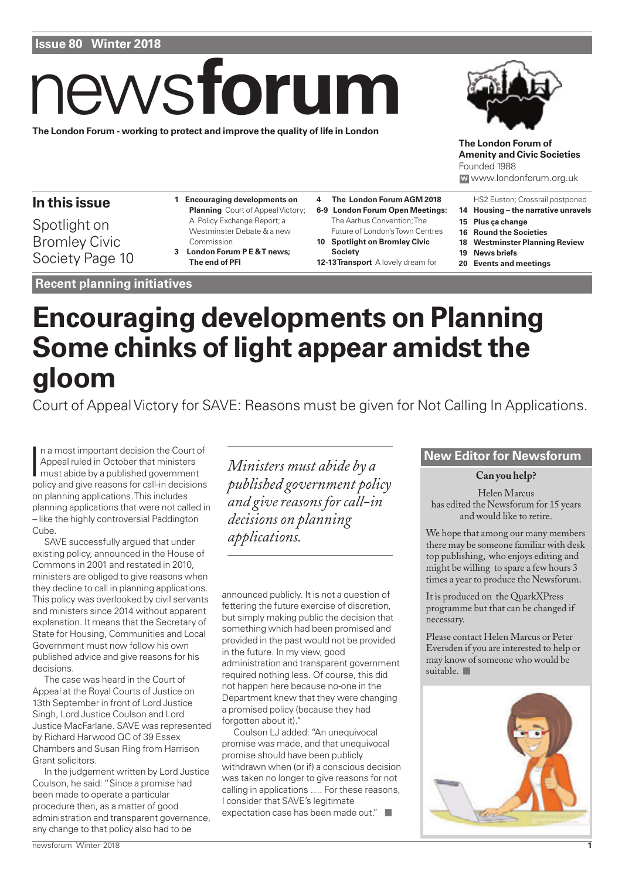**Issue 80 Winter 2018**

# newsforum

**The London Forum - working to protect and improve the quality of life in London**

**The London Forum of Amenity and Civic Societies**
Founded 1988
www.londonforum.org.uk

## In this issue

Spotlight on Bromley Civic Society Page 10

- **1 Encouraging developments on Planning** Court of Appeal Victory; A Policy Exchange Report; a Westminster Debate & a new Commission
- **3 London Forum P E & T news; The end of PFI**
- **4 The London Forum AGM 2018**
- **6-9 London Forum Open Meetings:** The Aarhus Convention; The Future of London's Town Centres
- **10 Spotlight on Bromley Civic Society**
- **12-13 Transport** A lovely dream for HS2 Euston; Crossrail postponed
- **14 Housing – the narrative unravels**
- **15 Plus ça change**
- **16 Round the Societies**
- **18 Westminster Planning Review**
- **19 News briefs**
- **20 Events and meetings**

**Recent planning initiatives**

# Encouraging developments on Planning Some chinks of light appear amidst the gloom

Court of Appeal Victory for SAVE: Reasons must be given for Not Calling In Applications.

In a most important decision the Court of Appeal ruled in October that ministers must abide by a published government policy and give reasons for call-in decisions on planning applications. This includes planning applications that were not called in – like the highly controversial Paddington Cube.

SAVE successfully argued that under existing policy, announced in the House of Commons in 2001 and restated in 2010, ministers are obliged to give reasons when they decline to call in planning applications. This policy was overlooked by civil servants and ministers since 2014 without apparent explanation. It means that the Secretary of State for Housing, Communities and Local Government must now follow his own published advice and give reasons for his decisions.

The case was heard in the Court of Appeal at the Royal Courts of Justice on 13th September in front of Lord Justice Singh, Lord Justice Coulson and Lord Justice MacFarlane. SAVE was represented by Richard Harwood QC of 39 Essex Chambers and Susan Ring from Harrison Grant solicitors.

In the judgement written by Lord Justice Coulson, he said: "Since a promise had been made to operate a particular procedure then, as a matter of good administration and transparent governance, any change to that policy also had to be announced publicly. It is not a question of fettering the future exercise of discretion, but simply making public the decision that something which had been promised and provided in the past would not be provided in the future. In my view, good administration and transparent government required nothing less. Of course, this did not happen here because no-one in the Department knew that they were changing a promised policy (because they had forgotten about it)."

Coulson LJ added: "An unequivocal promise was made, and that unequivocal promise should have been publicly withdrawn when (or if) a conscious decision was taken no longer to give reasons for not calling in applications …. For these reasons, I consider that SAVE's legitimate expectation case has been made out."

> *Ministers must abide by a published government policy and give reasons for call-in decisions on planning applications.*

## New Editor for Newsforum

**Can you help?**

Helen Marcus has edited the Newsforum for 15 years and would like to retire.

We hope that among our many members there may be someone familiar with desk top publishing, who enjoys editing and might be willing to spare a few hours 3 times a year to produce the Newsforum.

It is produced on the QuarkXPress programme but that can be changed if necessary.

Please contact Helen Marcus or Peter Eversden if you are interested to help or may know of someone who would be suitable.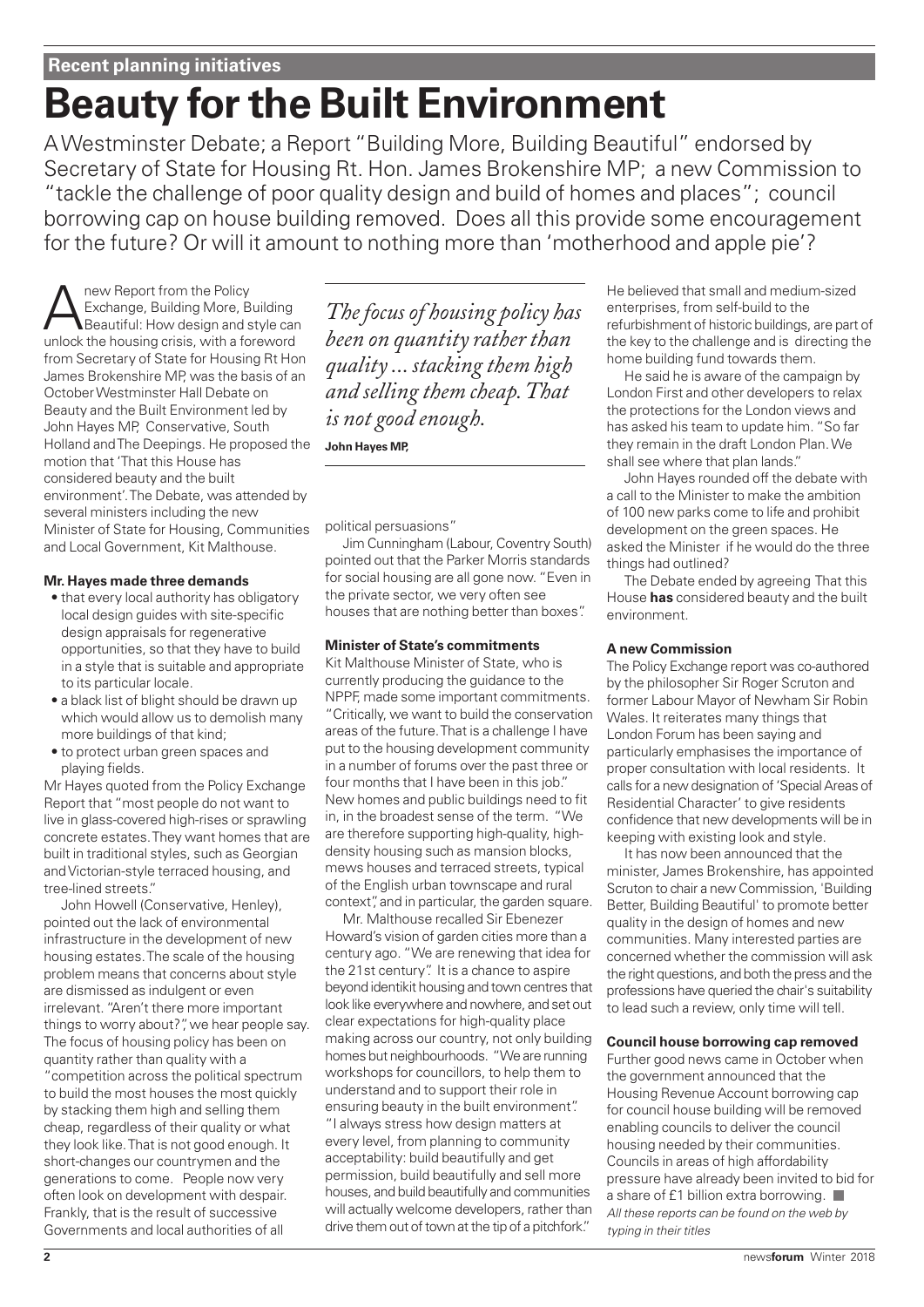**Recent planning initiatives**

# Beauty for the Built Environment

A Westminster Debate; a Report "Building More, Building Beautiful" endorsed by Secretary of State for Housing Rt. Hon. James Brokenshire MP; a new Commission to "tackle the challenge of poor quality design and build of homes and places"; council borrowing cap on house building removed. Does all this provide some encouragement for the future? Or will it amount to nothing more than 'motherhood and apple pie'?

A new Report from the Policy Exchange, Building More, Building Beautiful: How design and style can unlock the housing crisis, with a foreword from Secretary of State for Housing Rt Hon James Brokenshire MP, was the basis of an October Westminster Hall Debate on Beauty and the Built Environment led by John Hayes MP, Conservative, South Holland and The Deepings. He proposed the motion that 'That this House has considered beauty and the built environment'. The Debate, was attended by several ministers including the new Minister of State for Housing, Communities and Local Government, Kit Malthouse.

**Mr. Hayes made three demands**

- that every local authority has obligatory local design guides with site-specific design appraisals for regenerative opportunities, so that they have to build in a style that is suitable and appropriate to its particular locale.
- a black list of blight should be drawn up which would allow us to demolish many more buildings of that kind;
- to protect urban green spaces and playing fields.

Mr Hayes quoted from the Policy Exchange Report that "most people do not want to live in glass-covered high-rises or sprawling concrete estates. They want homes that are built in traditional styles, such as Georgian and Victorian-style terraced housing, and tree-lined streets."

John Howell (Conservative, Henley), pointed out the lack of environmental infrastructure in the development of new housing estates. The scale of the housing problem means that concerns about style are dismissed as indulgent or even irrelevant. "Aren't there more important things to worry about?", we hear people say. The focus of housing policy has been on quantity rather than quality with a "competition across the political spectrum to build the most houses the most quickly by stacking them high and selling them cheap, regardless of their quality or what they look like. That is not good enough. It short-changes our countrymen and the generations to come. People now very often look on development with despair. Frankly, that is the result of successive Governments and local authorities of all political persuasions"

> *The focus of housing policy has been on quantity rather than quality ... stacking them high and selling them cheap. That is not good enough.*
>
> **John Hayes MP,**

Jim Cunningham (Labour, Coventry South) pointed out that the Parker Morris standards for social housing are all gone now. "Even in the private sector, we very often see houses that are nothing better than boxes".

**Minister of State's commitments**

Kit Malthouse Minister of State, who is currently producing the guidance to the NPPF, made some important commitments. "Critically, we want to build the conservation areas of the future. That is a challenge I have put to the housing development community in a number of forums over the past three or four months that I have been in this job." New homes and public buildings need to fit in, in the broadest sense of the term. "We are therefore supporting high-quality, high-density housing such as mansion blocks, mews houses and terraced streets, typical of the English urban townscape and rural context", and in particular, the garden square.

Mr. Malthouse recalled Sir Ebenezer Howard's vision of garden cities more than a century ago. "We are renewing that idea for the 21st century". It is a chance to aspire beyond identikit housing and town centres that look like everywhere and nowhere, and set out clear expectations for high-quality place making across our country, not only building homes but neighbourhoods. "We are running workshops for councillors, to help them to understand and to support their role in ensuring beauty in the built environment". "I always stress how design matters at every level, from planning to community acceptability: build beautifully and get permission, build beautifully and sell more houses, and build beautifully and communities will actually welcome developers, rather than drive them out of town at the tip of a pitchfork."

He believed that small and medium-sized enterprises, from self-build to the refurbishment of historic buildings, are part of the key to the challenge and is directing the home building fund towards them.

He said he is aware of the campaign by London First and other developers to relax the protections for the London views and has asked his team to update him. "So far they remain in the draft London Plan. We shall see where that plan lands."

John Hayes rounded off the debate with a call to the Minister to make the ambition of 100 new parks come to life and prohibit development on the green spaces. He asked the Minister if he would do the three things had outlined?

The Debate ended by agreeing That this House **has** considered beauty and the built environment.

**A new Commission**

The Policy Exchange report was co-authored by the philosopher Sir Roger Scruton and former Labour Mayor of Newham Sir Robin Wales. It reiterates many things that London Forum has been saying and particularly emphasises the importance of proper consultation with local residents. It calls for a new designation of 'Special Areas of Residential Character' to give residents confidence that new developments will be in keeping with existing look and style.

It has now been announced that the minister, James Brokenshire, has appointed Scruton to chair a new Commission, 'Building Better, Building Beautiful' to promote better quality in the design of homes and new communities. Many interested parties are concerned whether the commission will ask the right questions, and both the press and the professions have queried the chair's suitability to lead such a review, only time will tell.

**Council house borrowing cap removed**

Further good news came in October when the government announced that the Housing Revenue Account borrowing cap for council house building will be removed enabling councils to deliver the council housing needed by their communities. Councils in areas of high affordability pressure have already been invited to bid for a share of £1 billion extra borrowing.

*All these reports can be found on the web by typing in their titles*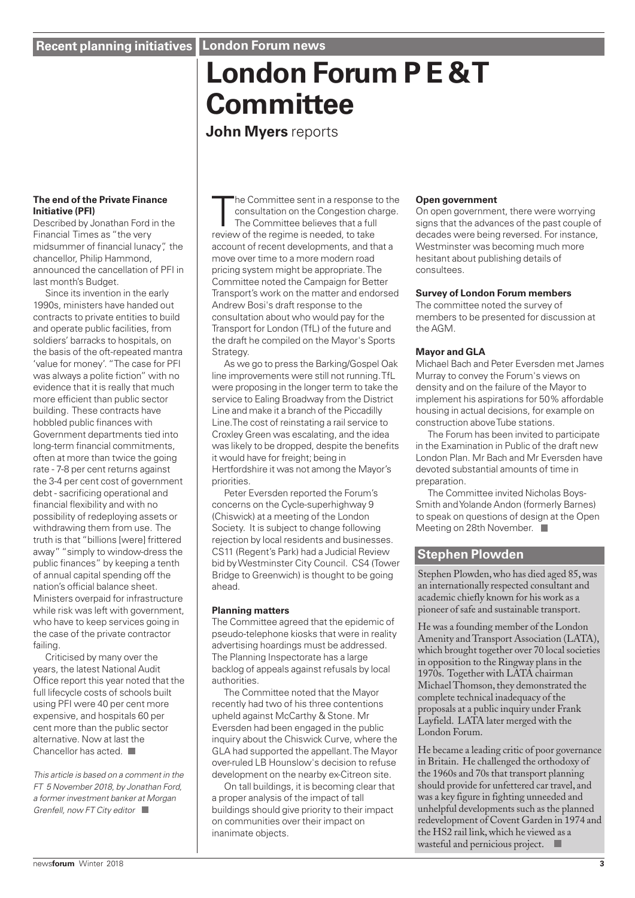## Recent planning initiatives

### The end of the Private Finance Initiative (PFI)

Described by Jonathan Ford in the Financial Times as "the very midsummer of financial lunacy", the chancellor, Philip Hammond, announced the cancellation of PFI in last month's Budget.

Since its invention in the early 1990s, ministers have handed out contracts to private entities to build and operate public facilities, from soldiers' barracks to hospitals, on the basis of the oft-repeated mantra 'value for money'. "The case for PFI was always a polite fiction" with no evidence that it is really that much more efficient than public sector building. These contracts have hobbled public finances with Government departments tied into long-term financial commitments, often at more than twice the going rate - 7-8 per cent returns against the 3-4 per cent cost of government debt - sacrificing operational and financial flexibility and with no possibility of redeploying assets or withdrawing them from use. The truth is that "billions [were] frittered away" "simply to window-dress the public finances" by keeping a tenth of annual capital spending off the nation's official balance sheet. Ministers overpaid for infrastructure while risk was left with government, who have to keep services going in the case of the private contractor failing.

Criticised by many over the years, the latest National Audit Office report this year noted that the full lifecycle costs of schools built using PFI were 40 per cent more expensive, and hospitals 60 per cent more than the public sector alternative. Now at last the Chancellor has acted.

*This article is based on a comment in the FT 5 November 2018, by Jonathan Ford, a former investment banker at Morgan Grenfell, now FT City editor*

## London Forum news

# London Forum P E &T Committee

**John Myers** reports

The Committee sent in a response to the consultation on the Congestion charge. The Committee believes that a full review of the regime is needed, to take account of recent developments, and that a move over time to a more modern road pricing system might be appropriate. The Committee noted the Campaign for Better Transport's work on the matter and endorsed Andrew Bosi's draft response to the consultation about who would pay for the Transport for London (TfL) of the future and the draft he compiled on the Mayor's Sports Strategy.

As we go to press the Barking/Gospel Oak line improvements were still not running. TfL were proposing in the longer term to take the service to Ealing Broadway from the District Line and make it a branch of the Piccadilly Line. The cost of reinstating a rail service to Croxley Green was escalating, and the idea was likely to be dropped, despite the benefits it would have for freight; being in Hertfordshire it was not among the Mayor's priorities.

Peter Eversden reported the Forum's concerns on the Cycle-superhighway 9 (Chiswick) at a meeting of the London Society. It is subject to change following rejection by local residents and businesses. CS11 (Regent's Park) had a Judicial Review bid by Westminster City Council. CS4 (Tower Bridge to Greenwich) is thought to be going ahead.

### Planning matters

The Committee agreed that the epidemic of pseudo-telephone kiosks that were in reality advertising hoardings must be addressed. The Planning Inspectorate has a large backlog of appeals against refusals by local authorities.

The Committee noted that the Mayor recently had two of his three contentions upheld against McCarthy & Stone. Mr Eversden had been engaged in the public inquiry about the Chiswick Curve, where the GLA had supported the appellant. The Mayor over-ruled LB Hounslow's decision to refuse development on the nearby ex-Citreon site.

On tall buildings, it is becoming clear that a proper analysis of the impact of tall buildings should give priority to their impact on communities over their impact on inanimate objects.

### Open government

On open government, there were worrying signs that the advances of the past couple of decades were being reversed. For instance, Westminster was becoming much more hesitant about publishing details of consultees.

### Survey of London Forum members

The committee noted the survey of members to be presented for discussion at the AGM.

### Mayor and GLA

Michael Bach and Peter Eversden met James Murray to convey the Forum's views on density and on the failure of the Mayor to implement his aspirations for 50% affordable housing in actual decisions, for example on construction above Tube stations.

The Forum has been invited to participate in the Examination in Public of the draft new London Plan. Mr Bach and Mr Eversden have devoted substantial amounts of time in preparation.

The Committee invited Nicholas Boys-Smith and Yolande Andon (formerly Barnes) to speak on questions of design at the Open Meeting on 28th November.

## Stephen Plowden

Stephen Plowden, who has died aged 85, was an internationally respected consultant and academic chiefly known for his work as a pioneer of safe and sustainable transport.

He was a founding member of the London Amenity and Transport Association (LATA), which brought together over 70 local societies in opposition to the Ringway plans in the 1970s. Together with LATA chairman Michael Thomson, they demonstrated the complete technical inadequacy of the proposals at a public inquiry under Frank Layfield. LATA later merged with the London Forum.

He became a leading critic of poor governance in Britain. He challenged the orthodoxy of the 1960s and 70s that transport planning should provide for unfettered car travel, and was a key figure in fighting unneeded and unhelpful developments such as the planned redevelopment of Covent Garden in 1974 and the HS2 rail link, which he viewed as a wasteful and pernicious project.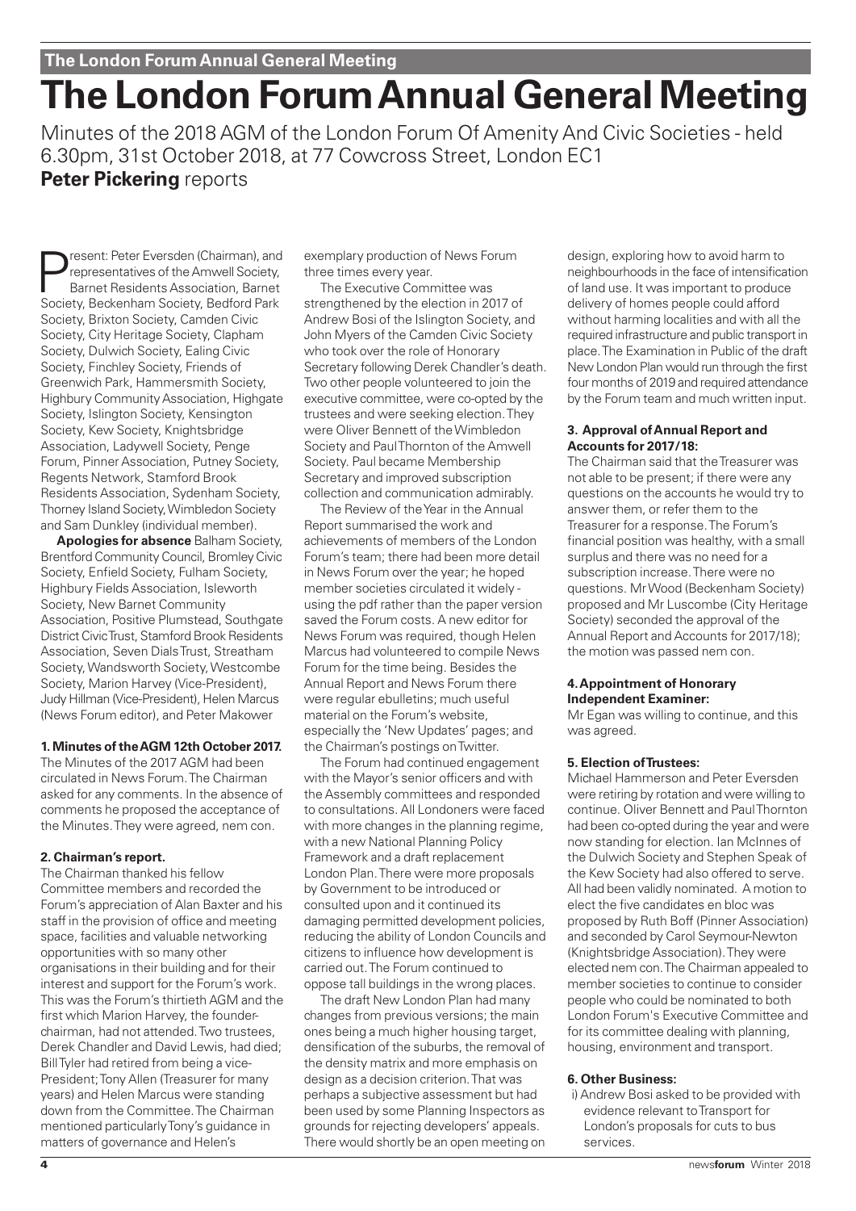# The London Forum Annual General Meeting

Minutes of the 2018 AGM of the London Forum Of Amenity And Civic Societies - held 6.30pm, 31st October 2018, at 77 Cowcross Street, London EC1

**Peter Pickering** reports

Present: Peter Eversden (Chairman), and representatives of the Amwell Society, Barnet Residents Association, Barnet Society, Beckenham Society, Bedford Park Society, Brixton Society, Camden Civic Society, City Heritage Society, Clapham Society, Dulwich Society, Ealing Civic Society, Finchley Society, Friends of Greenwich Park, Hammersmith Society, Highbury Community Association, Highgate Society, Islington Society, Kensington Society, Kew Society, Knightsbridge Association, Ladywell Society, Penge Forum, Pinner Association, Putney Society, Regents Network, Stamford Brook Residents Association, Sydenham Society, Thorney Island Society, Wimbledon Society and Sam Dunkley (individual member).

**Apologies for absence** Balham Society, Brentford Community Council, Bromley Civic Society, Enfield Society, Fulham Society, Highbury Fields Association, Isleworth Society, New Barnet Community Association, Positive Plumstead, Southgate District Civic Trust, Stamford Brook Residents Association, Seven Dials Trust, Streatham Society, Wandsworth Society, Westcombe Society, Marion Harvey (Vice-President), Judy Hillman (Vice-President), Helen Marcus (News Forum editor), and Peter Makower

**1. Minutes of the AGM 12th October 2017.**

The Minutes of the 2017 AGM had been circulated in News Forum. The Chairman asked for any comments. In the absence of comments he proposed the acceptance of the Minutes. They were agreed, nem con.

**2. Chairman's report.**

The Chairman thanked his fellow Committee members and recorded the Forum's appreciation of Alan Baxter and his staff in the provision of office and meeting space, facilities and valuable networking opportunities with so many other organisations in their building and for their interest and support for the Forum's work. This was the Forum's thirtieth AGM and the first which Marion Harvey, the founder-chairman, had not attended. Two trustees, Derek Chandler and David Lewis, had died; Bill Tyler had retired from being a vice-President; Tony Allen (Treasurer for many years) and Helen Marcus were standing down from the Committee. The Chairman mentioned particularly Tony's guidance in matters of governance and Helen's exemplary production of News Forum three times every year.

The Executive Committee was strengthened by the election in 2017 of Andrew Bosi of the Islington Society, and John Myers of the Camden Civic Society who took over the role of Honorary Secretary following Derek Chandler's death. Two other people volunteered to join the executive committee, were co-opted by the trustees and were seeking election. They were Oliver Bennett of the Wimbledon Society and Paul Thornton of the Amwell Society. Paul became Membership Secretary and improved subscription collection and communication admirably.

The Review of the Year in the Annual Report summarised the work and achievements of members of the London Forum's team; there had been more detail in News Forum over the year; he hoped member societies circulated it widely - using the pdf rather than the paper version saved the Forum costs. A new editor for News Forum was required, though Helen Marcus had volunteered to compile News Forum for the time being. Besides the Annual Report and News Forum there were regular ebulletins; much useful material on the Forum's website, especially the 'New Updates' pages; and the Chairman's postings on Twitter.

The Forum had continued engagement with the Mayor's senior officers and with the Assembly committees and responded to consultations. All Londoners were faced with more changes in the planning regime, with a new National Planning Policy Framework and a draft replacement London Plan. There were more proposals by Government to be introduced or consulted upon and it continued its damaging permitted development policies, reducing the ability of London Councils and citizens to influence how development is carried out. The Forum continued to oppose tall buildings in the wrong places.

The draft New London Plan had many changes from previous versions; the main ones being a much higher housing target, densification of the suburbs, the removal of the density matrix and more emphasis on design as a decision criterion. That was perhaps a subjective assessment but had been used by some Planning Inspectors as grounds for rejecting developers' appeals. There would shortly be an open meeting on design, exploring how to avoid harm to neighbourhoods in the face of intensification of land use. It was important to produce delivery of homes people could afford without harming localities and with all the required infrastructure and public transport in place. The Examination in Public of the draft New London Plan would run through the first four months of 2019 and required attendance by the Forum team and much written input.

**3. Approval of Annual Report and Accounts for 2017/18:**

The Chairman said that the Treasurer was not able to be present; if there were any questions on the accounts he would try to answer them, or refer them to the Treasurer for a response. The Forum's financial position was healthy, with a small surplus and there was no need for a subscription increase. There were no questions. Mr Wood (Beckenham Society) proposed and Mr Luscombe (City Heritage Society) seconded the approval of the Annual Report and Accounts for 2017/18); the motion was passed nem con.

**4. Appointment of Honorary Independent Examiner:**

Mr Egan was willing to continue, and this was agreed.

**5. Election of Trustees:**

Michael Hammerson and Peter Eversden were retiring by rotation and were willing to continue. Oliver Bennett and Paul Thornton had been co-opted during the year and were now standing for election. Ian McInnes of the Dulwich Society and Stephen Speak of the Kew Society had also offered to serve. All had been validly nominated. A motion to elect the five candidates en bloc was proposed by Ruth Boff (Pinner Association) and seconded by Carol Seymour-Newton (Knightsbridge Association). They were elected nem con. The Chairman appealed to member societies to continue to consider people who could be nominated to both London Forum's Executive Committee and for its committee dealing with planning, housing, environment and transport.

**6. Other Business:**

i) Andrew Bosi asked to be provided with evidence relevant to Transport for London's proposals for cuts to bus services.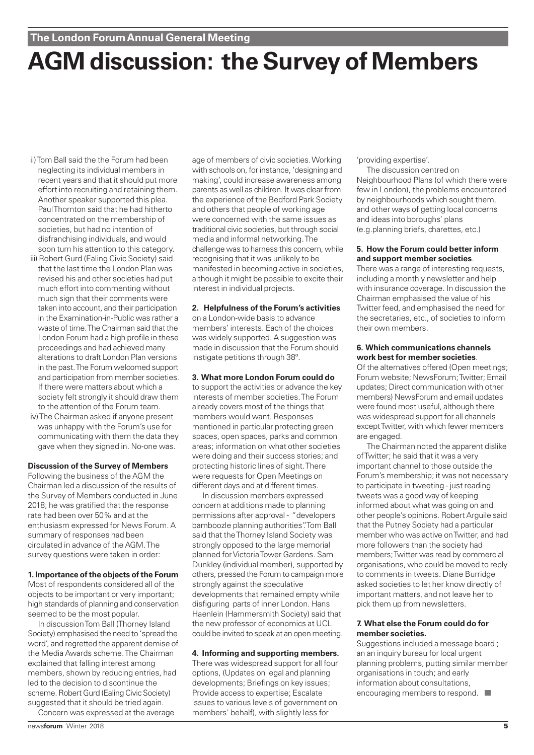## The London Forum Annual General Meeting

# AGM discussion: the Survey of Members

ii) Tom Ball said the the Forum had been neglecting its individual members in recent years and that it should put more effort into recruiting and retaining them. Another speaker supported this plea. Paul Thornton said that he had hitherto concentrated on the membership of societies, but had no intention of disfranchising individuals, and would soon turn his attention to this category.

iii) Robert Gurd (Ealing Civic Society) said that the last time the London Plan was revised his and other societies had put much effort into commenting without much sign that their comments were taken into account, and their participation in the Examination-in-Public was rather a waste of time. The Chairman said that the London Forum had a high profile in these proceedings and had achieved many alterations to draft London Plan versions in the past. The Forum welcomed support and participation from member societies. If there were matters about which a society felt strongly it should draw them to the attention of the Forum team.

iv) The Chairman asked if anyone present was unhappy with the Forum's use for communicating with them the data they gave when they signed in. No-one was.

**Discussion of the Survey of Members**

Following the business of the AGM the Chairman led a discussion of the results of the Survey of Members conducted in June 2018; he was gratified that the response rate had been over 50% and at the enthusiasm expressed for News Forum. A summary of responses had been circulated in advance of the AGM. The survey questions were taken in order:

**1. Importance of the objects of the Forum**

Most of respondents considered all of the objects to be important or very important; high standards of planning and conservation seemed to be the most popular.

In discussion Tom Ball (Thorney Island Society) emphasised the need to 'spread the word', and regretted the apparent demise of the Media Awards scheme. The Chairman explained that falling interest among members, shown by reducing entries, had led to the decision to discontinue the scheme. Robert Gurd (Ealing Civic Society) suggested that it should be tried again.

Concern was expressed at the average age of members of civic societies. Working with schools on, for instance, 'designing and making', could increase awareness among parents as well as children. It was clear from the experience of the Bedford Park Society and others that people of working age were concerned with the same issues as traditional civic societies, but through social media and informal networking. The challenge was to harness this concern, while recognising that it was unlikely to be manifested in becoming active in societies, although it might be possible to excite their interest in individual projects.

**2. Helpfulness of the Forum's activities** on a London-wide basis to advance members' interests. Each of the choices was widely supported. A suggestion was made in discussion that the Forum should instigate petitions through 38º.

**3. What more London Forum could do** to support the activities or advance the key interests of member societies. The Forum already covers most of the things that members would want. Responses mentioned in particular protecting green spaces, open spaces, parks and common areas; information on what other societies were doing and their success stories; and protecting historic lines of sight. There were requests for Open Meetings on different days and at different times.

In discussion members expressed concern at additions made to planning permissions after approval - "developers bamboozle planning authorities". Tom Ball said that the Thorney Island Society was strongly opposed to the large memorial planned for Victoria Tower Gardens. Sam Dunkley (individual member), supported by others, pressed the Forum to campaign more strongly against the speculative developments that remained empty while disfiguring parts of inner London. Hans Haenlein (Hammersmith Society) said that the new professor of economics at UCL could be invited to speak at an open meeting.

**4. Informing and supporting members.**

There was widespread support for all four options, (Updates on legal and planning developments; Briefings on key issues; Provide access to expertise; Escalate issues to various levels of government on members' behalf), with slightly less for 'providing expertise'.

The discussion centred on Neighbourhood Plans (of which there were few in London), the problems encountered by neighbourhoods which sought them, and other ways of getting local concerns and ideas into boroughs' plans (e.g.planning briefs, charettes, etc.)

**5. How the Forum could better inform and support member societies**.

There was a range of interesting requests, including a monthly newsletter and help with insurance coverage. In discussion the Chairman emphasised the value of his Twitter feed, and emphasised the need for the secretaries, etc., of societies to inform their own members.

**6. Which communications channels work best for member societies**.

Of the alternatives offered (Open meetings; Forum website; NewsForum; Twitter; Email updates; Direct communication with other members) NewsForum and email updates were found most useful, although there was widespread support for all channels except Twitter, with which fewer members are engaged.

The Chairman noted the apparent dislike of Twitter; he said that it was a very important channel to those outside the Forum's membership; it was not necessary to participate in tweeting - just reading tweets was a good way of keeping informed about what was going on and other people's opinions. Robert Arguile said that the Putney Society had a particular member who was active on Twitter, and had more followers than the society had members; Twitter was read by commercial organisations, who could be moved to reply to comments in tweets. Diane Burridge asked societies to let her know directly of important matters, and not leave her to pick them up from newsletters.

**7. What else the Forum could do for member societies.**

Suggestions included a message board ; an an inquiry bureau for local urgent planning problems, putting similar member organisations in touch; and early information about consultations, encouraging members to respond.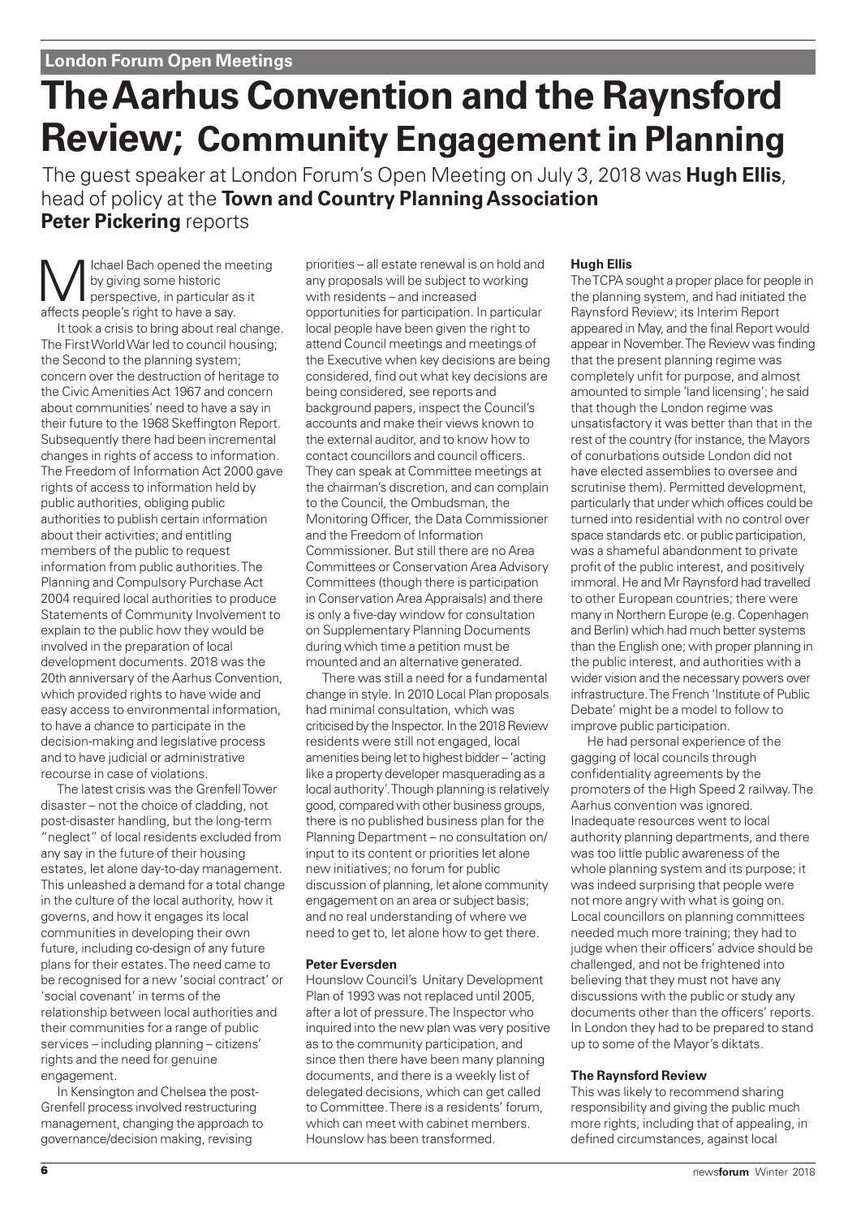London Forum Open Meetings

# The Aarhus Convention and the Raynsford Review; Community Engagement in Planning

The guest speaker at London Forum's Open Meeting on July 3, 2018 was **Hugh Ellis**, head of policy at the **Town and Country Planning Association**
**Peter Pickering** reports

Michael Bach opened the meeting by giving some historic perspective, in particular as it affects people's right to have a say.

It took a crisis to bring about real change. The First World War led to council housing; the Second to the planning system; concern over the destruction of heritage to the Civic Amenities Act 1967 and concern about communities' need to have a say in their future to the 1968 Skeffington Report. Subsequently there had been incremental changes in rights of access to information. The Freedom of Information Act 2000 gave rights of access to information held by public authorities, obliging public authorities to publish certain information about their activities; and entitling members of the public to request information from public authorities. The Planning and Compulsory Purchase Act 2004 required local authorities to produce Statements of Community Involvement to explain to the public how they would be involved in the preparation of local development documents. 2018 was the 20th anniversary of the Aarhus Convention, which provided rights to have wide and easy access to environmental information, to have a chance to participate in the decision-making and legislative process and to have judicial or administrative recourse in case of violations.

The latest crisis was the Grenfell Tower disaster – not the choice of cladding, not post-disaster handling, but the long-term "neglect" of local residents excluded from any say in the future of their housing estates, let alone day-to-day management. This unleashed a demand for a total change in the culture of the local authority, how it governs, and how it engages its local communities in developing their own future, including co-design of any future plans for their estates. The need came to be recognised for a new 'social contract' or 'social covenant' in terms of the relationship between local authorities and their communities for a range of public services – including planning – citizens' rights and the need for genuine engagement.

In Kensington and Chelsea the post-Grenfell process involved restructuring management, changing the approach to governance/decision making, revising priorities – all estate renewal is on hold and any proposals will be subject to working with residents – and increased opportunities for participation. In particular local people have been given the right to attend Council meetings and meetings of the Executive when key decisions are being considered, find out what key decisions are being considered, see reports and background papers, inspect the Council's accounts and make their views known to the external auditor, and to know how to contact councillors and council officers. They can speak at Committee meetings at the chairman's discretion, and can complain to the Council, the Ombudsman, the Monitoring Officer, the Data Commissioner and the Freedom of Information Commissioner. But still there are no Area Committees or Conservation Area Advisory Committees (though there is participation in Conservation Area Appraisals) and there is only a five-day window for consultation on Supplementary Planning Documents during which time a petition must be mounted and an alternative generated.

There was still a need for a fundamental change in style. In 2010 Local Plan proposals had minimal consultation, which was criticised by the Inspector. In the 2018 Review residents were still not engaged, local amenities being let to highest bidder – 'acting like a property developer masquerading as a local authority'. Though planning is relatively good, compared with other business groups, there is no published business plan for the Planning Department – no consultation on/input to its content or priorities let alone new initiatives; no forum for public discussion of planning, let alone community engagement on an area or subject basis; and no real understanding of where we need to get to, let alone how to get there.

**Peter Eversden**

Hounslow Council's Unitary Development Plan of 1993 was not replaced until 2005, after a lot of pressure. The Inspector who inquired into the new plan was very positive as to the community participation, and since then there have been many planning documents, and there is a weekly list of delegated decisions, which can get called to Committee. There is a residents' forum, which can meet with cabinet members. Hounslow has been transformed.

**Hugh Ellis**

The TCPA sought a proper place for people in the planning system, and had initiated the Raynsford Review; its Interim Report appeared in May, and the final Report would appear in November. The Review was finding that the present planning regime was completely unfit for purpose, and almost amounted to simple 'land licensing'; he said that though the London regime was unsatisfactory it was better than that in the rest of the country (for instance, the Mayors of conurbations outside London did not have elected assemblies to oversee and scrutinise them). Permitted development, particularly that under which offices could be turned into residential with no control over space standards etc. or public participation, was a shameful abandonment to private profit of the public interest, and positively immoral. He and Mr Raynsford had travelled to other European countries; there were many in Northern Europe (e.g. Copenhagen and Berlin) which had much better systems than the English one; with proper planning in the public interest, and authorities with a wider vision and the necessary powers over infrastructure. The French 'Institute of Public Debate' might be a model to follow to improve public participation.

He had personal experience of the gagging of local councils through confidentiality agreements by the promoters of the High Speed 2 railway. The Aarhus convention was ignored. Inadequate resources went to local authority planning departments, and there was too little public awareness of the whole planning system and its purpose; it was indeed surprising that people were not more angry with what is going on. Local councillors on planning committees needed much more training; they had to judge when their officers' advice should be challenged, and not be frightened into believing that they must not have any discussions with the public or study any documents other than the officers' reports. In London they had to be prepared to stand up to some of the Mayor's diktats.

**The Raynsford Review**

This was likely to recommend sharing responsibility and giving the public much more rights, including that of appealing, in defined circumstances, against local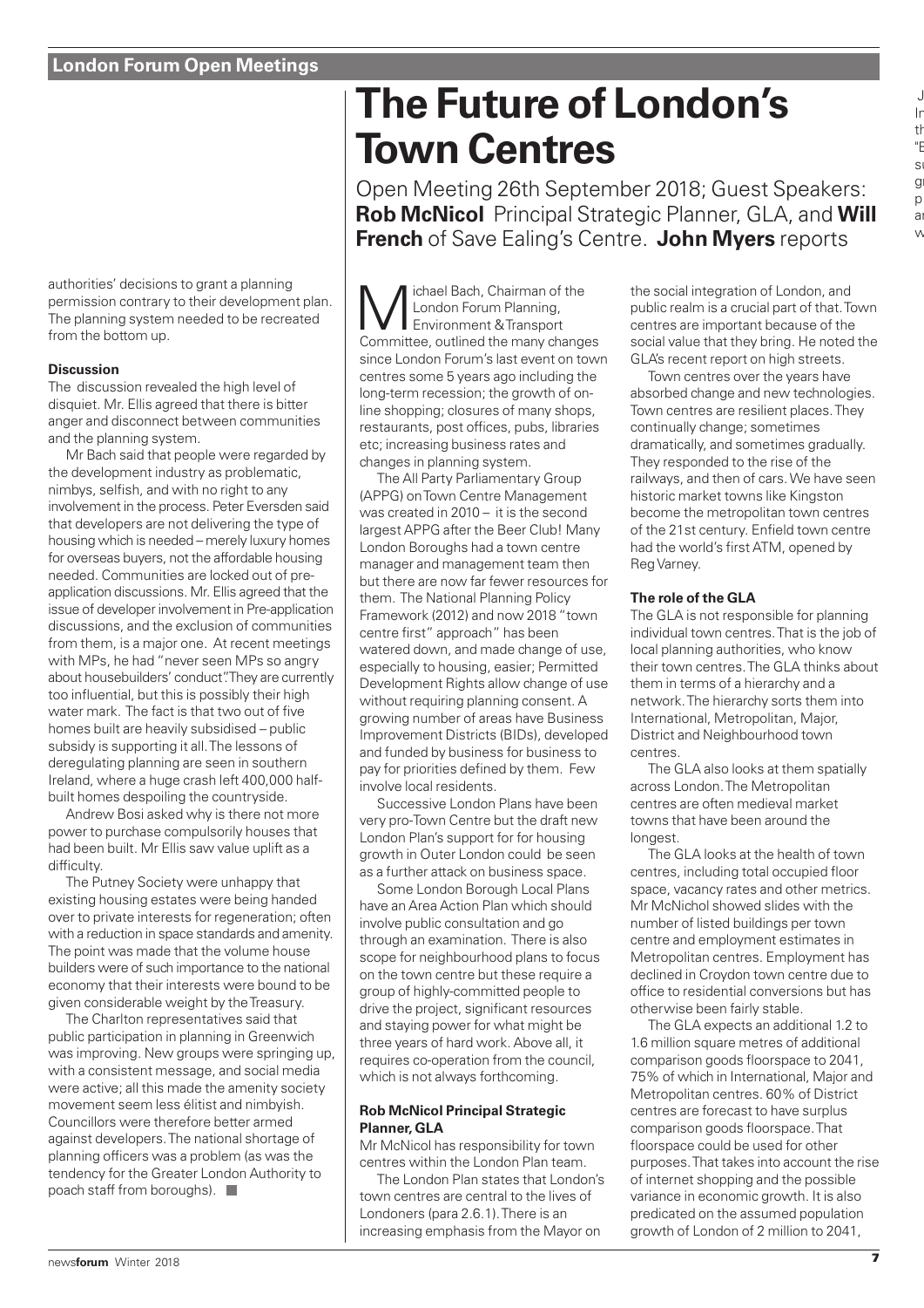authorities' decisions to grant a planning permission contrary to their development plan. The planning system needed to be recreated from the bottom up.

**Discussion**

The discussion revealed the high level of disquiet. Mr. Ellis agreed that there is bitter anger and disconnect between communities and the planning system.

Mr Bach said that people were regarded by the development industry as problematic, nimbys, selfish, and with no right to any involvement in the process. Peter Eversden said that developers are not delivering the type of housing which is needed – merely luxury homes for overseas buyers, not the affordable housing needed. Communities are locked out of pre-application discussions. Mr. Ellis agreed that the issue of developer involvement in Pre-application discussions, and the exclusion of communities from them, is a major one. At recent meetings with MPs, he had "never seen MPs so angry about housebuilders' conduct". They are currently too influential, but this is possibly their high water mark. The fact is that two out of five homes built are heavily subsidised – public subsidy is supporting it all. The lessons of deregulating planning are seen in southern Ireland, where a huge crash left 400,000 half-built homes despoiling the countryside.

Andrew Bosi asked why is there not more power to purchase compulsorily houses that had been built. Mr Ellis saw value uplift as a difficulty.

The Putney Society were unhappy that existing housing estates were being handed over to private interests for regeneration; often with a reduction in space standards and amenity. The point was made that the volume house builders were of such importance to the national economy that their interests were bound to be given considerable weight by the Treasury.

The Charlton representatives said that public participation in planning in Greenwich was improving. New groups were springing up, with a consistent message, and social media were active; all this made the amenity society movement seem less élitist and nimbyish. Councillors were therefore better armed against developers. The national shortage of planning officers was a problem (as was the tendency for the Greater London Authority to poach staff from boroughs).

## London Forum Open Meetings

# The Future of London's Town Centres

Open Meeting 26th September 2018; Guest Speakers: **Rob McNicol** Principal Strategic Planner, GLA, and **Will French** of Save Ealing's Centre. **John Myers** reports

Michael Bach, Chairman of the London Forum Planning, Environment & Transport Committee, outlined the many changes since London Forum's last event on town centres some 5 years ago including the long-term recession; the growth of on-line shopping; closures of many shops, restaurants, post offices, pubs, libraries etc; increasing business rates and changes in planning system.

The All Party Parliamentary Group (APPG) on Town Centre Management was created in 2010 – it is the second largest APPG after the Beer Club! Many London Boroughs had a town centre manager and management team then but there are now far fewer resources for them. The National Planning Policy Framework (2012) and now 2018 "town centre first" approach" has been watered down, and made change of use, especially to housing, easier; Permitted Development Rights allow change of use without requiring planning consent. A growing number of areas have Business Improvement Districts (BIDs), developed and funded by business for business to pay for priorities defined by them. Few involve local residents.

Successive London Plans have been very pro-Town Centre but the draft new London Plan's support for for housing growth in Outer London could be seen as a further attack on business space.

Some London Borough Local Plans have an Area Action Plan which should involve public consultation and go through an examination. There is also scope for neighbourhood plans to focus on the town centre but these require a group of highly-committed people to drive the project, significant resources and staying power for what might be three years of hard work. Above all, it requires co-operation from the council, which is not always forthcoming.

**Rob McNicol Principal Strategic Planner, GLA**

Mr McNicol has responsibility for town centres within the London Plan team.

The London Plan states that London's town centres are central to the lives of Londoners (para 2.6.1). There is an increasing emphasis from the Mayor on the social integration of London, and public realm is a crucial part of that. Town centres are important because of the social value that they bring. He noted the GLA's recent report on high streets.

Town centres over the years have absorbed change and new technologies. Town centres are resilient places. They continually change; sometimes dramatically, and sometimes gradually. They responded to the rise of the railways, and then of cars. We have seen historic market towns like Kingston become the metropolitan town centres of the 21st century. Enfield town centre had the world's first ATM, opened by Reg Varney.

**The role of the GLA**

The GLA is not responsible for planning individual town centres. That is the job of local planning authorities, who know their town centres. The GLA thinks about them in terms of a hierarchy and a network. The hierarchy sorts them into International, Metropolitan, Major, District and Neighbourhood town centres.

The GLA also looks at them spatially across London. The Metropolitan centres are often medieval market towns that have been around the longest.

The GLA looks at the health of town centres, including total occupied floor space, vacancy rates and other metrics. Mr McNichol showed slides with the number of listed buildings per town centre and employment estimates in Metropolitan centres. Employment has declined in Croydon town centre due to office to residential conversions but has otherwise been fairly stable.

The GLA expects an additional 1.2 to 1.6 million square metres of additional comparison goods floorspace to 2041, 75% of which in International, Major and Metropolitan centres. 60% of District centres are forecast to have surplus comparison goods floorspace. That floorspace could be used for other purposes. That takes into account the rise of internet shopping and the possible variance in economic growth. It is also predicated on the assumed population growth of London of 2 million to 2041,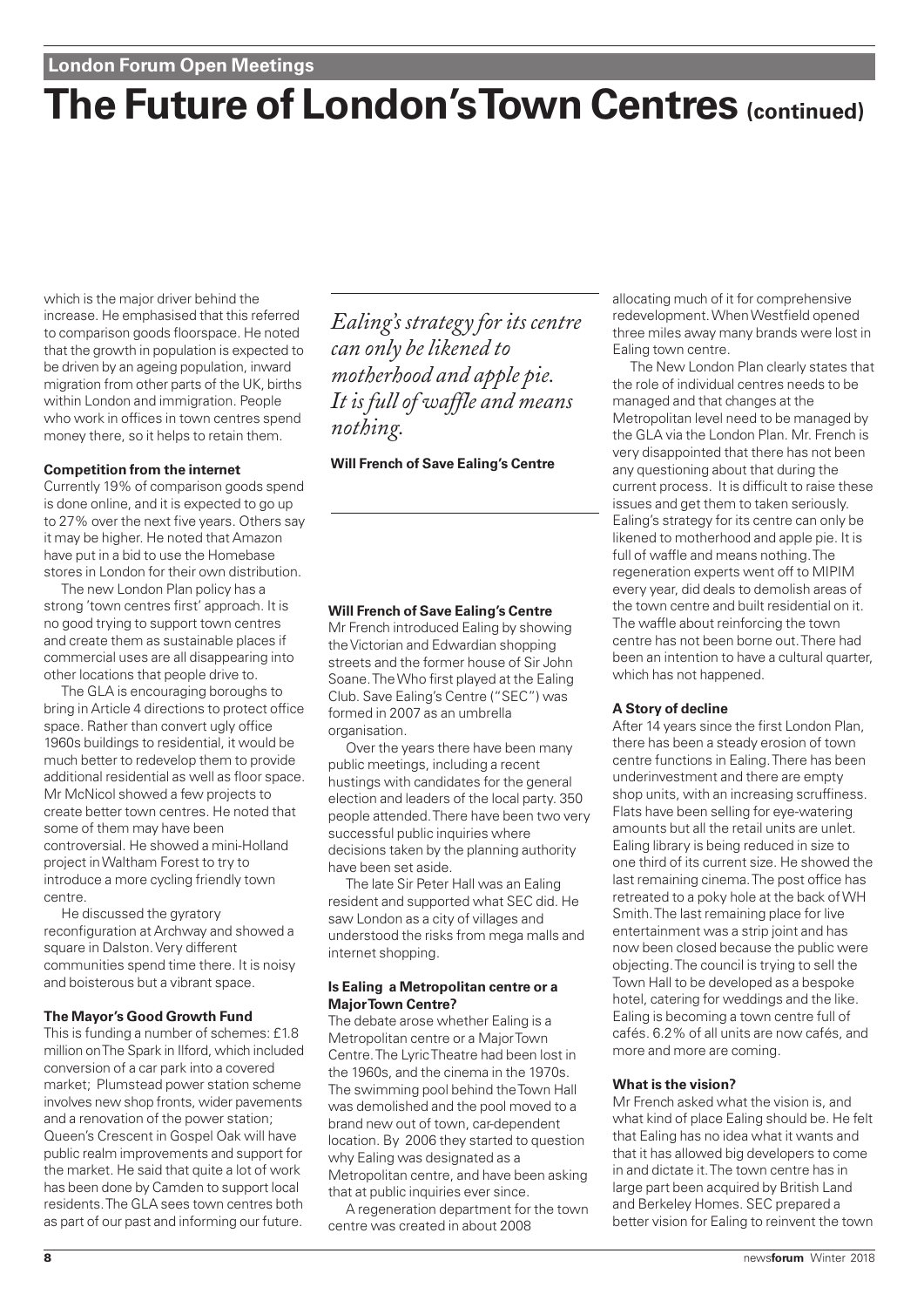London Forum Open Meetings

# The Future of London's Town Centres (continued)

which is the major driver behind the increase. He emphasised that this referred to comparison goods floorspace. He noted that the growth in population is expected to be driven by an ageing population, inward migration from other parts of the UK, births within London and immigration. People who work in offices in town centres spend money there, so it helps to retain them.

### Competition from the internet

Currently 19% of comparison goods spend is done online, and it is expected to go up to 27% over the next five years. Others say it may be higher. He noted that Amazon have put in a bid to use the Homebase stores in London for their own distribution.

The new London Plan policy has a strong 'town centres first' approach. It is no good trying to support town centres and create them as sustainable places if commercial uses are all disappearing into other locations that people drive to.

The GLA is encouraging boroughs to bring in Article 4 directions to protect office space. Rather than convert ugly office 1960s buildings to residential, it would be much better to redevelop them to provide additional residential as well as floor space. Mr McNicol showed a few projects to create better town centres. He noted that some of them may have been controversial. He showed a mini-Holland project in Waltham Forest to try to introduce a more cycling friendly town centre.

He discussed the gyratory reconfiguration at Archway and showed a square in Dalston. Very different communities spend time there. It is noisy and boisterous but a vibrant space.

### The Mayor's Good Growth Fund

This is funding a number of schemes: £1.8 million on The Spark in Ilford, which included conversion of a car park into a covered market; Plumstead power station scheme involves new shop fronts, wider pavements and a renovation of the power station; Queen's Crescent in Gospel Oak will have public realm improvements and support for the market. He said that quite a lot of work has been done by Camden to support local residents. The GLA sees town centres both as part of our past and informing our future.

> *Ealing's strategy for its centre can only be likened to motherhood and apple pie. It is full of waffle and means nothing.*
>
> **Will French of Save Ealing's Centre**

### Will French of Save Ealing's Centre

Mr French introduced Ealing by showing the Victorian and Edwardian shopping streets and the former house of Sir John Soane. The Who first played at the Ealing Club. Save Ealing's Centre ("SEC") was formed in 2007 as an umbrella organisation.

Over the years there have been many public meetings, including a recent hustings with candidates for the general election and leaders of the local party. 350 people attended. There have been two very successful public inquiries where decisions taken by the planning authority have been set aside.

The late Sir Peter Hall was an Ealing resident and supported what SEC did. He saw London as a city of villages and understood the risks from mega malls and internet shopping.

### Is Ealing a Metropolitan centre or a Major Town Centre?

The debate arose whether Ealing is a Metropolitan centre or a Major Town Centre. The Lyric Theatre had been lost in the 1960s, and the cinema in the 1970s. The swimming pool behind the Town Hall was demolished and the pool moved to a brand new out of town, car-dependent location. By 2006 they started to question why Ealing was designated as a Metropolitan centre, and have been asking that at public inquiries ever since.

A regeneration department for the town centre was created in about 2008 allocating much of it for comprehensive redevelopment. When Westfield opened three miles away many brands were lost in Ealing town centre.

The New London Plan clearly states that the role of individual centres needs to be managed and that changes at the Metropolitan level need to be managed by the GLA via the London Plan. Mr. French is very disappointed that there has not been any questioning about that during the current process. It is difficult to raise these issues and get them to taken seriously. Ealing's strategy for its centre can only be likened to motherhood and apple pie. It is full of waffle and means nothing. The regeneration experts went off to MIPIM every year, did deals to demolish areas of the town centre and built residential on it. The waffle about reinforcing the town centre has not been borne out. There had been an intention to have a cultural quarter, which has not happened.

### A Story of decline

After 14 years since the first London Plan, there has been a steady erosion of town centre functions in Ealing. There has been underinvestment and there are empty shop units, with an increasing scruffiness. Flats have been selling for eye-watering amounts but all the retail units are unlet. Ealing library is being reduced in size to one third of its current size. He showed the last remaining cinema. The post office has retreated to a poky hole at the back of WH Smith. The last remaining place for live entertainment was a strip joint and has now been closed because the public were objecting. The council is trying to sell the Town Hall to be developed as a bespoke hotel, catering for weddings and the like. Ealing is becoming a town centre full of cafés. 6.2% of all units are now cafés, and more and more are coming.

### What is the vision?

Mr French asked what the vision is, and what kind of place Ealing should be. He felt that Ealing has no idea what it wants and that it has allowed big developers to come in and dictate it. The town centre has in large part been acquired by British Land and Berkeley Homes. SEC prepared a better vision for Ealing to reinvent the town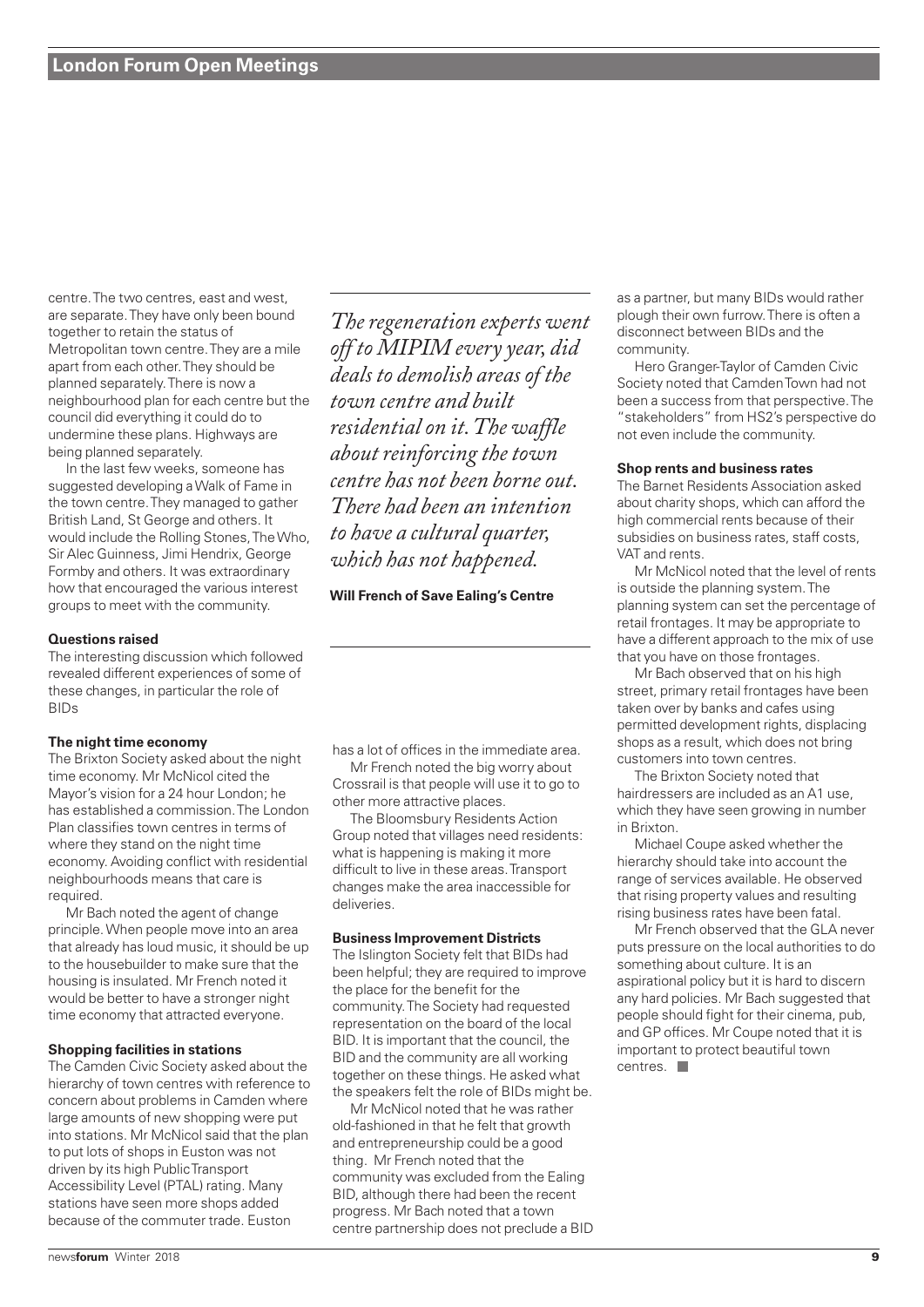centre. The two centres, east and west, are separate. They have only been bound together to retain the status of Metropolitan town centre. They are a mile apart from each other. They should be planned separately. There is now a neighbourhood plan for each centre but the council did everything it could do to undermine these plans. Highways are being planned separately.

In the last few weeks, someone has suggested developing a Walk of Fame in the town centre. They managed to gather British Land, St George and others. It would include the Rolling Stones, The Who, Sir Alec Guinness, Jimi Hendrix, George Formby and others. It was extraordinary how that encouraged the various interest groups to meet with the community.

> *The regeneration experts went off to MIPIM every year, did deals to demolish areas of the town centre and built residential on it. The waffle about reinforcing the town centre has not been borne out. There had been an intention to have a cultural quarter, which has not happened.*
>
> **Will French of Save Ealing's Centre**

**Questions raised**

The interesting discussion which followed revealed different experiences of some of these changes, in particular the role of BIDs

**The night time economy**

The Brixton Society asked about the night time economy. Mr McNicol cited the Mayor's vision for a 24 hour London; he has established a commission. The London Plan classifies town centres in terms of where they stand on the night time economy. Avoiding conflict with residential neighbourhoods means that care is required.

Mr Bach noted the agent of change principle. When people move into an area that already has loud music, it should be up to the housebuilder to make sure that the housing is insulated. Mr French noted it would be better to have a stronger night time economy that attracted everyone.

**Shopping facilities in stations**

The Camden Civic Society asked about the hierarchy of town centres with reference to concern about problems in Camden where large amounts of new shopping were put into stations. Mr McNicol said that the plan to put lots of shops in Euston was not driven by its high Public Transport Accessibility Level (PTAL) rating. Many stations have seen more shops added because of the commuter trade. Euston has a lot of offices in the immediate area.

Mr French noted the big worry about Crossrail is that people will use it to go to other more attractive places.

The Bloomsbury Residents Action Group noted that villages need residents: what is happening is making it more difficult to live in these areas. Transport changes make the area inaccessible for deliveries.

**Business Improvement Districts**

The Islington Society felt that BIDs had been helpful; they are required to improve the place for the benefit for the community. The Society had requested representation on the board of the local BID. It is important that the council, the BID and the community are all working together on these things. He asked what the speakers felt the role of BIDs might be.

Mr McNicol noted that he was rather old-fashioned in that he felt that growth and entrepreneurship could be a good thing. Mr French noted that the community was excluded from the Ealing BID, although there had been the recent progress. Mr Bach noted that a town centre partnership does not preclude a BID as a partner, but many BIDs would rather plough their own furrow. There is often a disconnect between BIDs and the community.

Hero Granger-Taylor of Camden Civic Society noted that Camden Town had not been a success from that perspective. The "stakeholders" from HS2's perspective do not even include the community.

**Shop rents and business rates**

The Barnet Residents Association asked about charity shops, which can afford the high commercial rents because of their subsidies on business rates, staff costs, VAT and rents.

Mr McNicol noted that the level of rents is outside the planning system. The planning system can set the percentage of retail frontages. It may be appropriate to have a different approach to the mix of use that you have on those frontages.

Mr Bach observed that on his high street, primary retail frontages have been taken over by banks and cafes using permitted development rights, displacing shops as a result, which does not bring customers into town centres.

The Brixton Society noted that hairdressers are included as an A1 use, which they have seen growing in number in Brixton.

Michael Coupe asked whether the hierarchy should take into account the range of services available. He observed that rising property values and resulting rising business rates have been fatal.

Mr French observed that the GLA never puts pressure on the local authorities to do something about culture. It is an aspirational policy but it is hard to discern any hard policies. Mr Bach suggested that people should fight for their cinema, pub, and GP offices. Mr Coupe noted that it is important to protect beautiful town centres.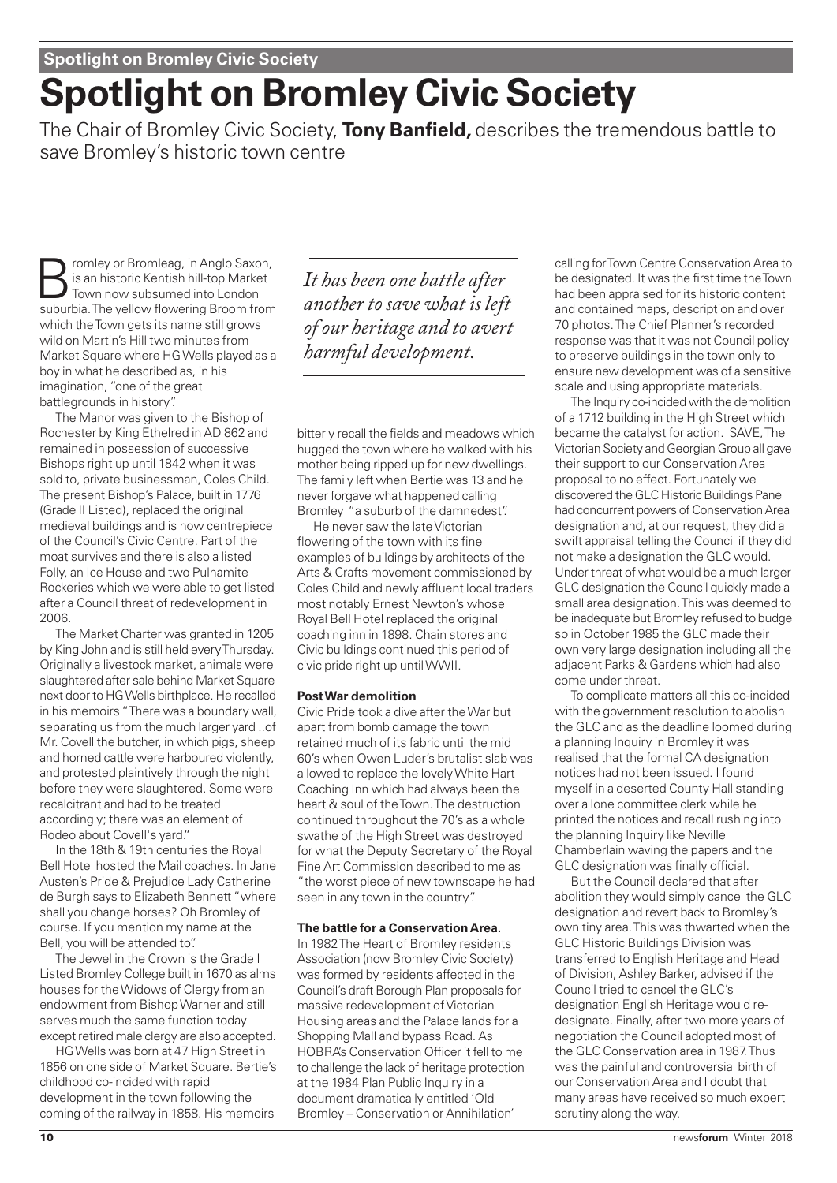# Spotlight on Bromley Civic Society

The Chair of Bromley Civic Society, **Tony Banfield,** describes the tremendous battle to save Bromley's historic town centre

Bromley or Bromleag, in Anglo Saxon, is an historic Kentish hill-top Market Town now subsumed into London suburbia. The yellow flowering Broom from which the Town gets its name still grows wild on Martin's Hill two minutes from Market Square where HG Wells played as a boy in what he described as, in his imagination, "one of the great battlegrounds in history".

The Manor was given to the Bishop of Rochester by King Ethelred in AD 862 and remained in possession of successive Bishops right up until 1842 when it was sold to, private businessman, Coles Child. The present Bishop's Palace, built in 1776 (Grade II Listed), replaced the original medieval buildings and is now centrepiece of the Council's Civic Centre. Part of the moat survives and there is also a listed Folly, an Ice House and two Pulhamite Rockeries which we were able to get listed after a Council threat of redevelopment in 2006.

The Market Charter was granted in 1205 by King John and is still held every Thursday. Originally a livestock market, animals were slaughtered after sale behind Market Square next door to HG Wells birthplace. He recalled in his memoirs "There was a boundary wall, separating us from the much larger yard ..of Mr. Covell the butcher, in which pigs, sheep and horned cattle were harboured violently, and protested plaintively through the night before they were slaughtered. Some were recalcitrant and had to be treated accordingly; there was an element of Rodeo about Covell's yard."

In the 18th & 19th centuries the Royal Bell Hotel hosted the Mail coaches. In Jane Austen's Pride & Prejudice Lady Catherine de Burgh says to Elizabeth Bennett "where shall you change horses? Oh Bromley of course. If you mention my name at the Bell, you will be attended to".

The Jewel in the Crown is the Grade I Listed Bromley College built in 1670 as alms houses for the Widows of Clergy from an endowment from Bishop Warner and still serves much the same function today except retired male clergy are also accepted.

HG Wells was born at 47 High Street in 1856 on one side of Market Square. Bertie's childhood co-incided with rapid development in the town following the coming of the railway in 1858. His memoirs bitterly recall the fields and meadows which hugged the town where he walked with his mother being ripped up for new dwellings. The family left when Bertie was 13 and he never forgave what happened calling Bromley "a suburb of the damnedest".

> *It has been one battle after another to save what is left of our heritage and to avert harmful development.*

He never saw the late Victorian flowering of the town with its fine examples of buildings by architects of the Arts & Crafts movement commissioned by Coles Child and newly affluent local traders most notably Ernest Newton's whose Royal Bell Hotel replaced the original coaching inn in 1898. Chain stores and Civic buildings continued this period of civic pride right up until WWII.

### Post War demolition

Civic Pride took a dive after the War but apart from bomb damage the town retained much of its fabric until the mid 60's when Owen Luder's brutalist slab was allowed to replace the lovely White Hart Coaching Inn which had always been the heart & soul of the Town. The destruction continued throughout the 70's as a whole swathe of the High Street was destroyed for what the Deputy Secretary of the Royal Fine Art Commission described to me as "the worst piece of new townscape he had seen in any town in the country".

### The battle for a Conservation Area.

In 1982 The Heart of Bromley residents Association (now Bromley Civic Society) was formed by residents affected in the Council's draft Borough Plan proposals for massive redevelopment of Victorian Housing areas and the Palace lands for a Shopping Mall and bypass Road. As HOBRA's Conservation Officer it fell to me to challenge the lack of heritage protection at the 1984 Plan Public Inquiry in a document dramatically entitled 'Old Bromley – Conservation or Annihilation' calling for Town Centre Conservation Area to be designated. It was the first time the Town had been appraised for its historic content and contained maps, description and over 70 photos. The Chief Planner's recorded response was that it was not Council policy to preserve buildings in the town only to ensure new development was of a sensitive scale and using appropriate materials.

The Inquiry co-incided with the demolition of a 1712 building in the High Street which became the catalyst for action. SAVE, The Victorian Society and Georgian Group all gave their support to our Conservation Area proposal to no effect. Fortunately we discovered the GLC Historic Buildings Panel had concurrent powers of Conservation Area designation and, at our request, they did a swift appraisal telling the Council if they did not make a designation the GLC would. Under threat of what would be a much larger GLC designation the Council quickly made a small area designation. This was deemed to be inadequate but Bromley refused to budge so in October 1985 the GLC made their own very large designation including all the adjacent Parks & Gardens which had also come under threat.

To complicate matters all this co-incided with the government resolution to abolish the GLC and as the deadline loomed during a planning Inquiry in Bromley it was realised that the formal CA designation notices had not been issued. I found myself in a deserted County Hall standing over a lone committee clerk while he printed the notices and recall rushing into the planning Inquiry like Neville Chamberlain waving the papers and the GLC designation was finally official.

But the Council declared that after abolition they would simply cancel the GLC designation and revert back to Bromley's own tiny area. This was thwarted when the GLC Historic Buildings Division was transferred to English Heritage and Head of Division, Ashley Barker, advised if the Council tried to cancel the GLC's designation English Heritage would re-designate. Finally, after two more years of negotiation the Council adopted most of the GLC Conservation area in 1987. Thus was the painful and controversial birth of our Conservation Area and I doubt that many areas have received so much expert scrutiny along the way.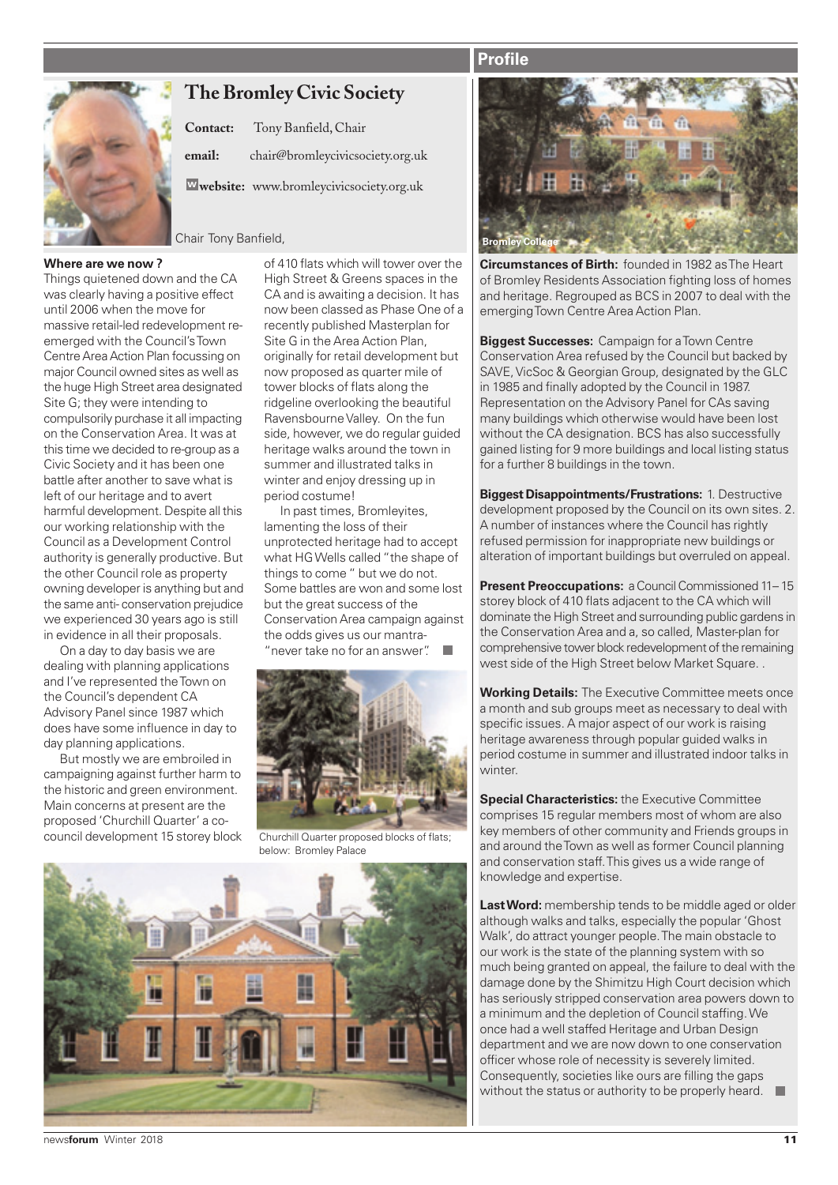## Profile

# The Bromley Civic Society

**Contact:** Tony Banfield, Chair

**email:** chair@bromleycivicsociety.org.uk

**website:** www.bromleycivicsociety.org.uk

Chair Tony Banfield,

### Where are we now ?

Things quietened down and the CA was clearly having a positive effect until 2006 when the move for massive retail-led redevelopment re-emerged with the Council's Town Centre Area Action Plan focussing on major Council owned sites as well as the huge High Street area designated Site G; they were intending to compulsorily purchase it all impacting on the Conservation Area. It was at this time we decided to re-group as a Civic Society and it has been one battle after another to save what is left of our heritage and to avert harmful development. Despite all this our working relationship with the Council as a Development Control authority is generally productive. But the other Council role as property owning developer is anything but and the same anti- conservation prejudice we experienced 30 years ago is still in evidence in all their proposals.

On a day to day basis we are dealing with planning applications and I've represented the Town on the Council's dependent CA Advisory Panel since 1987 which does have some influence in day to day planning applications.

But mostly we are embroiled in campaigning against further harm to the historic and green environment. Main concerns at present are the proposed 'Churchill Quarter' a co-council development 15 storey block of 410 flats which will tower over the High Street & Greens spaces in the CA and is awaiting a decision. It has now been classed as Phase One of a recently published Masterplan for Site G in the Area Action Plan, originally for retail development but now proposed as quarter mile of tower blocks of flats along the ridgeline overlooking the beautiful Ravensbourne Valley. On the fun side, however, we do regular guided heritage walks around the town in summer and illustrated talks in winter and enjoy dressing up in period costume!

In past times, Bromleyites, lamenting the loss of their unprotected heritage had to accept what HG Wells called "the shape of things to come " but we do not. Some battles are won and some lost but the great success of the Conservation Area campaign against the odds gives us our mantra- "never take no for an answer".

Churchill Quarter proposed blocks of flats; below: Bromley Palace

Bromley College

**Circumstances of Birth:** founded in 1982 as The Heart of Bromley Residents Association fighting loss of homes and heritage. Regrouped as BCS in 2007 to deal with the emerging Town Centre Area Action Plan.

**Biggest Successes:** Campaign for a Town Centre Conservation Area refused by the Council but backed by SAVE, VicSoc & Georgian Group, designated by the GLC in 1985 and finally adopted by the Council in 1987. Representation on the Advisory Panel for CAs saving many buildings which otherwise would have been lost without the CA designation. BCS has also successfully gained listing for 9 more buildings and local listing status for a further 8 buildings in the town.

**Biggest Disappointments/Frustrations:** 1. Destructive development proposed by the Council on its own sites. 2. A number of instances where the Council has rightly refused permission for inappropriate new buildings or alteration of important buildings but overruled on appeal.

**Present Preoccupations:** a Council Commissioned 11– 15 storey block of 410 flats adjacent to the CA which will dominate the High Street and surrounding public gardens in the Conservation Area and a, so called, Master-plan for comprehensive tower block redevelopment of the remaining west side of the High Street below Market Square. .

**Working Details:** The Executive Committee meets once a month and sub groups meet as necessary to deal with specific issues. A major aspect of our work is raising heritage awareness through popular guided walks in period costume in summer and illustrated indoor talks in winter.

**Special Characteristics:** the Executive Committee comprises 15 regular members most of whom are also key members of other community and Friends groups in and around the Town as well as former Council planning and conservation staff. This gives us a wide range of knowledge and expertise.

**Last Word:** membership tends to be middle aged or older although walks and talks, especially the popular 'Ghost Walk', do attract younger people. The main obstacle to our work is the state of the planning system with so much being granted on appeal, the failure to deal with the damage done by the Shimitzu High Court decision which has seriously stripped conservation area powers down to a minimum and the depletion of Council staffing. We once had a well staffed Heritage and Urban Design department and we are now down to one conservation officer whose role of necessity is severely limited. Consequently, societies like ours are filling the gaps without the status or authority to be properly heard.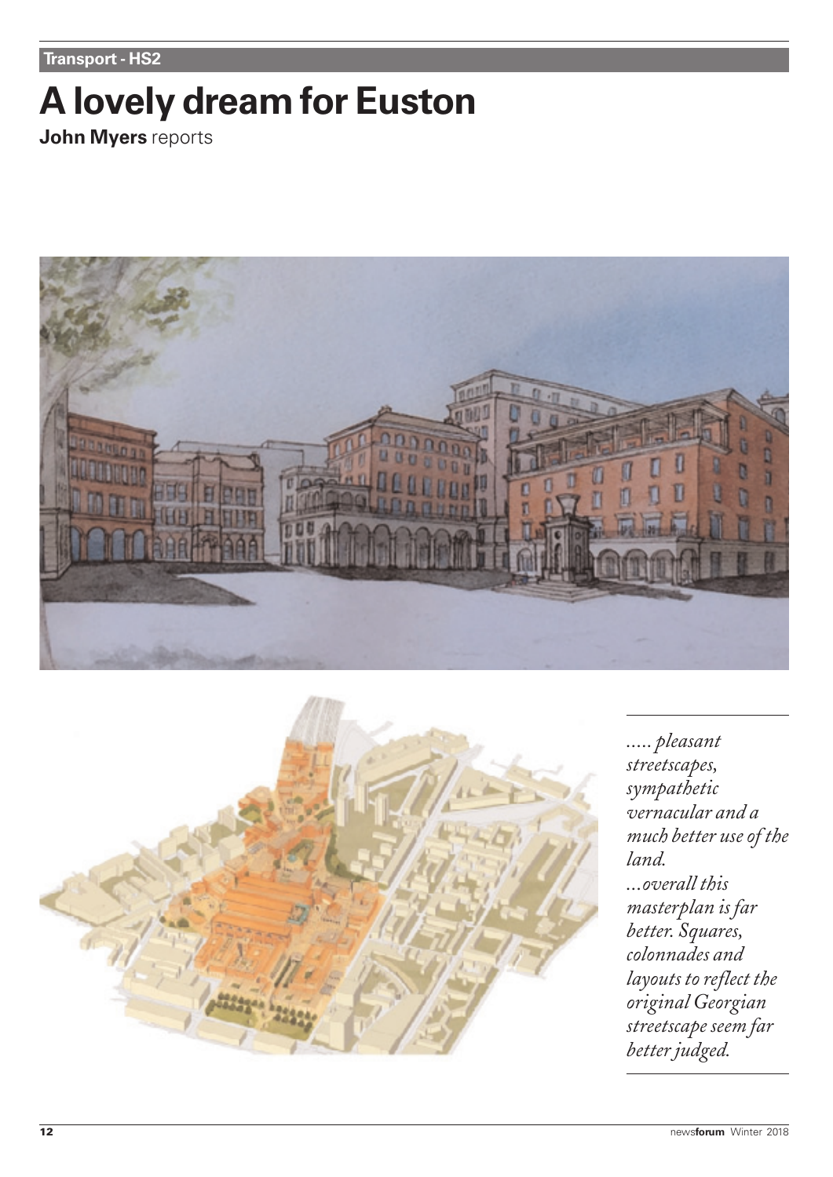Transport - HS2

# A lovely dream for Euston

**John Myers** reports

*..... pleasant streetscapes, sympathetic vernacular and a much better use of the land.*
*...overall this masterplan is far better. Squares, colonnades and layouts to reflect the original Georgian streetscape seem far better judged.*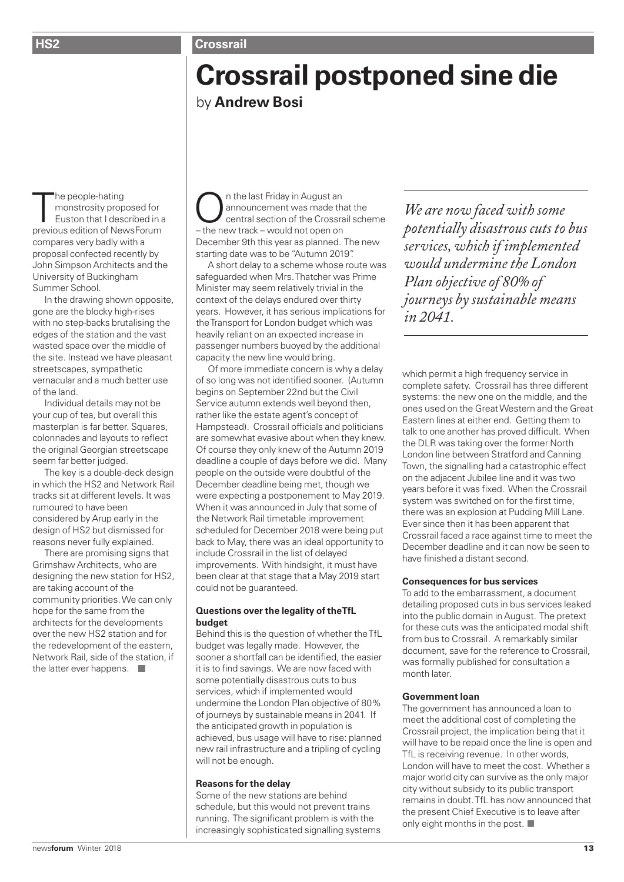The people-hating monstrosity proposed for Euston that I described in a previous edition of NewsForum compares very badly with a proposal confected recently by John Simpson Architects and the University of Buckingham Summer School.

In the drawing shown opposite, gone are the blocky high-rises with no step-backs brutalising the edges of the station and the vast wasted space over the middle of the site. Instead we have pleasant streetscapes, sympathetic vernacular and a much better use of the land.

Individual details may not be your cup of tea, but overall this masterplan is far better. Squares, colonnades and layouts to reflect the original Georgian streetscape seem far better judged.

The key is a double-deck design in which the HS2 and Network Rail tracks sit at different levels. It was rumoured to have been considered by Arup early in the design of HS2 but dismissed for reasons never fully explained.

There are promising signs that Grimshaw Architects, who are designing the new station for HS2, are taking account of the community priorities. We can only hope for the same from the architects for the developments over the new HS2 station and for the redevelopment of the eastern, Network Rail, side of the station, if the latter ever happens. ■

# Crossrail postponed sine die

by **Andrew Bosi**

On the last Friday in August an announcement was made that the central section of the Crossrail scheme – the new track – would not open on December 9th this year as planned. The new starting date was to be "Autumn 2019".

A short delay to a scheme whose route was safeguarded when Mrs. Thatcher was Prime Minister may seem relatively trivial in the context of the delays endured over thirty years. However, it has serious implications for the Transport for London budget which was heavily reliant on an expected increase in passenger numbers buoyed by the additional capacity the new line would bring.

Of more immediate concern is why a delay of so long was not identified sooner. (Autumn begins on September 22nd but the Civil Service autumn extends well beyond then, rather like the estate agent's concept of Hampstead). Crossrail officials and politicians are somewhat evasive about when they knew. Of course they only knew of the Autumn 2019 deadline a couple of days before we did. Many people on the outside were doubtful of the December deadline being met, though we were expecting a postponement to May 2019. When it was announced in July that some of the Network Rail timetable improvement scheduled for December 2018 were being put back to May, there was an ideal opportunity to include Crossrail in the list of delayed improvements. With hindsight, it must have been clear at that stage that a May 2019 start could not be guaranteed.

### Questions over the legality of the TfL budget

Behind this is the question of whether the TfL budget was legally made. However, the sooner a shortfall can be identified, the easier it is to find savings. We are now faced with some potentially disastrous cuts to bus services, which if implemented would undermine the London Plan objective of 80% of journeys by sustainable means in 2041. If the anticipated growth in population is achieved, bus usage will have to rise: planned new rail infrastructure and a tripling of cycling will not be enough.

### Reasons for the delay

Some of the new stations are behind schedule, but this would not prevent trains running. The significant problem is with the increasingly sophisticated signalling systems which permit a high frequency service in complete safety. Crossrail has three different systems: the new one on the middle, and the ones used on the Great Western and the Great Eastern lines at either end. Getting them to talk to one another has proved difficult. When the DLR was taking over the former North London line between Stratford and Canning Town, the signalling had a catastrophic effect on the adjacent Jubilee line and it was two years before it was fixed. When the Crossrail system was switched on for the first time, there was an explosion at Pudding Mill Lane. Ever since then it has been apparent that Crossrail faced a race against time to meet the December deadline and it can now be seen to have finished a distant second.

*We are now faced with some potentially disastrous cuts to bus services, which if implemented would undermine the London Plan objective of 80% of journeys by sustainable means in 2041.*

### Consequences for bus services

To add to the embarrassment, a document detailing proposed cuts in bus services leaked into the public domain in August. The pretext for these cuts was the anticipated modal shift from bus to Crossrail. A remarkably similar document, save for the reference to Crossrail, was formally published for consultation a month later.

### Government loan

The government has announced a loan to meet the additional cost of completing the Crossrail project, the implication being that it will have to be repaid once the line is open and TfL is receiving revenue. In other words, London will have to meet the cost. Whether a major world city can survive as the only major city without subsidy to its public transport remains in doubt. TfL has now announced that the present Chief Executive is to leave after only eight months in the post. ■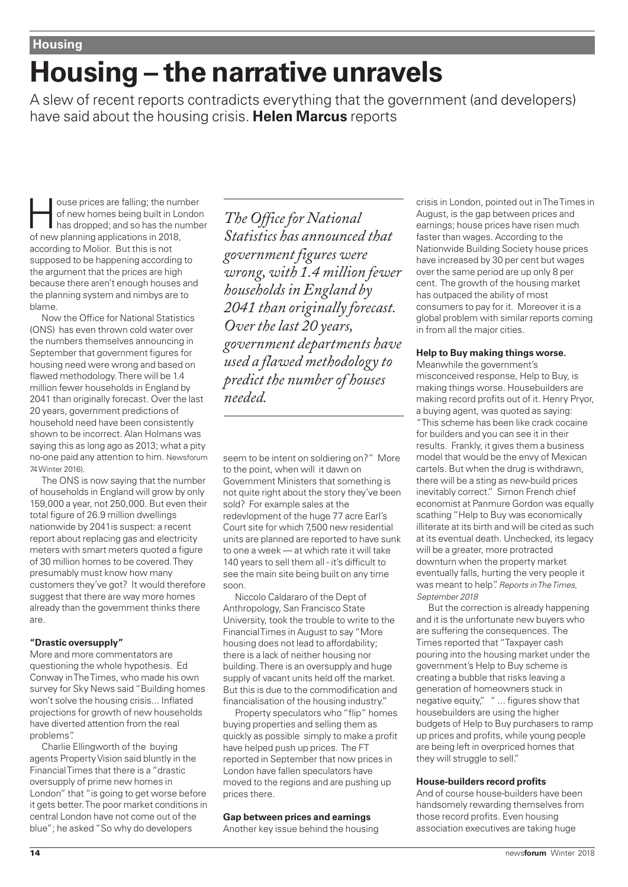Housing

# Housing – the narrative unravels

A slew of recent reports contradicts everything that the government (and developers) have said about the housing crisis. **Helen Marcus** reports

House prices are falling; the number of new homes being built in London has dropped; and so has the number of new planning applications in 2018, according to Molior. But this is not supposed to be happening according to the argument that the prices are high because there aren't enough houses and the planning system and nimbys are to blame.

Now the Office for National Statistics (ONS) has even thrown cold water over the numbers themselves announcing in September that government figures for housing need were wrong and based on flawed methodology. There will be 1.4 million fewer households in England by 2041 than originally forecast. Over the last 20 years, government predictions of household need have been consistently shown to be incorrect. Alan Holmans was saying this as long ago as 2013; what a pity no-one paid any attention to him. Newsforum 74 Winter 2016).

The ONS is now saying that the number of households in England will grow by only 159,000 a year, not 250,000. But even their total figure of 26.9 million dwellings nationwide by 2041is suspect: a recent report about replacing gas and electricity meters with smart meters quoted a figure of 30 million homes to be covered. They presumably must know how many customers they've got? It would therefore suggest that there are way more homes already than the government thinks there are.

*The Office for National Statistics has announced that government figures were wrong, with 1.4 million fewer households in England by 2041 than originally forecast. Over the last 20 years, government departments have used a flawed methodology to predict the number of houses needed.*

### "Drastic oversupply"

More and more commentators are questioning the whole hypothesis. Ed Conway in The Times, who made his own survey for Sky News said "Building homes won't solve the housing crisis... Inflated projections for growth of new households have diverted attention from the real problems".

Charlie Ellingworth of the buying agents Property Vision said bluntly in the Financial Times that there is a "drastic oversupply of prime new homes in London" that "is going to get worse before it gets better. The poor market conditions in central London have not come out of the blue"; he asked "So why do developers seem to be intent on soldiering on?" More to the point, when will it dawn on Government Ministers that something is not quite right about the story they've been sold? For example sales at the redevlopment of the huge 77 acre Earl's Court site for which 7,500 new residential units are planned are reported to have sunk to one a week — at which rate it will take 140 years to sell them all - it's difficult to see the main site being built on any time soon.

Niccolo Caldararo of the Dept of Anthropology, San Francisco State University, took the trouble to write to the Financial Times in August to say "More housing does not lead to affordability; there is a lack of neither housing nor building. There is an oversupply and huge supply of vacant units held off the market. But this is due to the commodification and financialisation of the housing industry."

Property speculators who "flip" homes buying properties and selling them as quickly as possible simply to make a profit have helped push up prices. The FT reported in September that now prices in London have fallen speculators have moved to the regions and are pushing up prices there.

### Gap between prices and earnings

Another key issue behind the housing crisis in London, pointed out in The Times in August, is the gap between prices and earnings; house prices have risen much faster than wages. According to the Nationwide Building Society house prices have increased by 30 per cent but wages over the same period are up only 8 per cent. The growth of the housing market has outpaced the ability of most consumers to pay for it. Moreover it is a global problem with similar reports coming in from all the major cities.

### Help to Buy making things worse.

Meanwhile the government's misconceived response, Help to Buy, is making things worse. Housebuilders are making record profits out of it. Henry Pryor, a buying agent, was quoted as saying: "This scheme has been like crack cocaine for builders and you can see it in their results. Frankly, it gives them a business model that would be the envy of Mexican cartels. But when the drug is withdrawn, there will be a sting as new-build prices inevitably correct." Simon French chief economist at Panmure Gordon was equally scathing "Help to Buy was economically illiterate at its birth and will be cited as such at its eventual death. Unchecked, its legacy will be a greater, more protracted downturn when the property market eventually falls, hurting the very people it was meant to help". *Reports in The Times, September 2018*

But the correction is already happening and it is the unfortunate new buyers who are suffering the consequences. The Times reported that "Taxpayer cash pouring into the housing market under the government's Help to Buy scheme is creating a bubble that risks leaving a generation of homeowners stuck in negative equity," " ... figures show that housebuilders are using the higher budgets of Help to Buy purchasers to ramp up prices and profits, while young people are being left in overpriced homes that they will struggle to sell."

### House-builders record profits

And of course house-builders have been handsomely rewarding themselves from those record profits. Even housing association executives are taking huge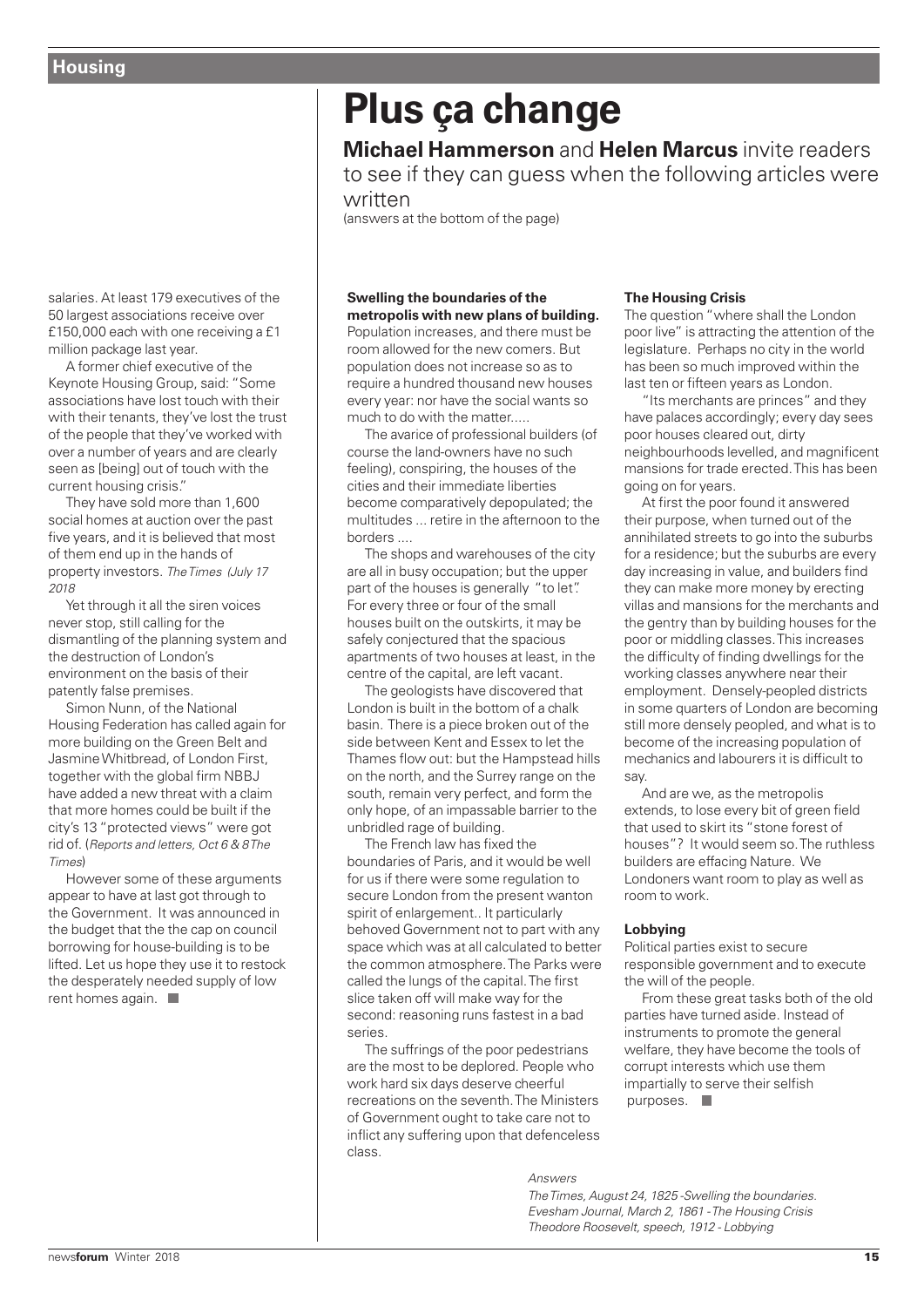salaries. At least 179 executives of the 50 largest associations receive over £150,000 each with one receiving a £1 million package last year.

A former chief executive of the Keynote Housing Group, said: "Some associations have lost touch with their with their tenants, they've lost the trust of the people that they've worked with over a number of years and are clearly seen as [being] out of touch with the current housing crisis."

They have sold more than 1,600 social homes at auction over the past five years, and it is believed that most of them end up in the hands of property investors. *The Times (July 17 2018*

Yet through it all the siren voices never stop, still calling for the dismantling of the planning system and the destruction of London's environment on the basis of their patently false premises.

Simon Nunn, of the National Housing Federation has called again for more building on the Green Belt and Jasmine Whitbread, of London First, together with the global firm NBBJ have added a new threat with a claim that more homes could be built if the city's 13 "protected views" were got rid of. (*Reports and letters, Oct 6 & 8 The Times*)

However some of these arguments appear to have at last got through to the Government. It was announced in the budget that the the cap on council borrowing for house-building is to be lifted. Let us hope they use it to restock the desperately needed supply of low rent homes again.

# Plus ça change

**Michael Hammerson** and **Helen Marcus** invite readers to see if they can guess when the following articles were written

(answers at the bottom of the page)

**Swelling the boundaries of the metropolis with new plans of building.**

Population increases, and there must be room allowed for the new comers. But population does not increase so as to require a hundred thousand new houses every year: nor have the social wants so much to do with the matter.....

The avarice of professional builders (of course the land-owners have no such feeling), conspiring, the houses of the cities and their immediate liberties become comparatively depopulated; the multitudes ... retire in the afternoon to the borders ....

The shops and warehouses of the city are all in busy occupation; but the upper part of the houses is generally "to let". For every three or four of the small houses built on the outskirts, it may be safely conjectured that the spacious apartments of two houses at least, in the centre of the capital, are left vacant.

The geologists have discovered that London is built in the bottom of a chalk basin. There is a piece broken out of the side between Kent and Essex to let the Thames flow out: but the Hampstead hills on the north, and the Surrey range on the south, remain very perfect, and form the only hope, of an impassable barrier to the unbridled rage of building.

The French law has fixed the boundaries of Paris, and it would be well for us if there were some regulation to secure London from the present wanton spirit of enlargement.. It particularly behoved Government not to part with any space which was at all calculated to better the common atmosphere. The Parks were called the lungs of the capital. The first slice taken off will make way for the second: reasoning runs fastest in a bad series.

The sufferings of the poor pedestrians are the most to be deplored. People who work hard six days deserve cheerful recreations on the seventh. The Ministers of Government ought to take care not to inflict any suffering upon that defenceless class.

**The Housing Crisis**

The question "where shall the London poor live" is attracting the attention of the legislature. Perhaps no city in the world has been so much improved within the last ten or fifteen years as London.

"Its merchants are princes" and they have palaces accordingly; every day sees poor houses cleared out, dirty neighbourhoods levelled, and magnificent mansions for trade erected. This has been going on for years.

At first the poor found it answered their purpose, when turned out of the annihilated streets to go into the suburbs for a residence; but the suburbs are every day increasing in value, and builders find they can make more money by erecting villas and mansions for the merchants and the gentry than by building houses for the poor or middling classes. This increases the difficulty of finding dwellings for the working classes anywhere near their employment. Densely-peopled districts in some quarters of London are becoming still more densely peopled, and what is to become of the increasing population of mechanics and labourers it is difficult to say.

And are we, as the metropolis extends, to lose every bit of green field that used to skirt its "stone forest of houses"? It would seem so. The ruthless builders are effacing Nature. We Londoners want room to play as well as room to work.

**Lobbying**

Political parties exist to secure responsible government and to execute the will of the people.

From these great tasks both of the old parties have turned aside. Instead of instruments to promote the general welfare, they have become the tools of corrupt interests which use them impartially to serve their selfish purposes.

*Answers*

*The Times, August 24, 1825 -Swelling the boundaries.*
*Evesham Journal, March 2, 1861 - The Housing Crisis*
*Theodore Roosevelt, speech, 1912 - Lobbying*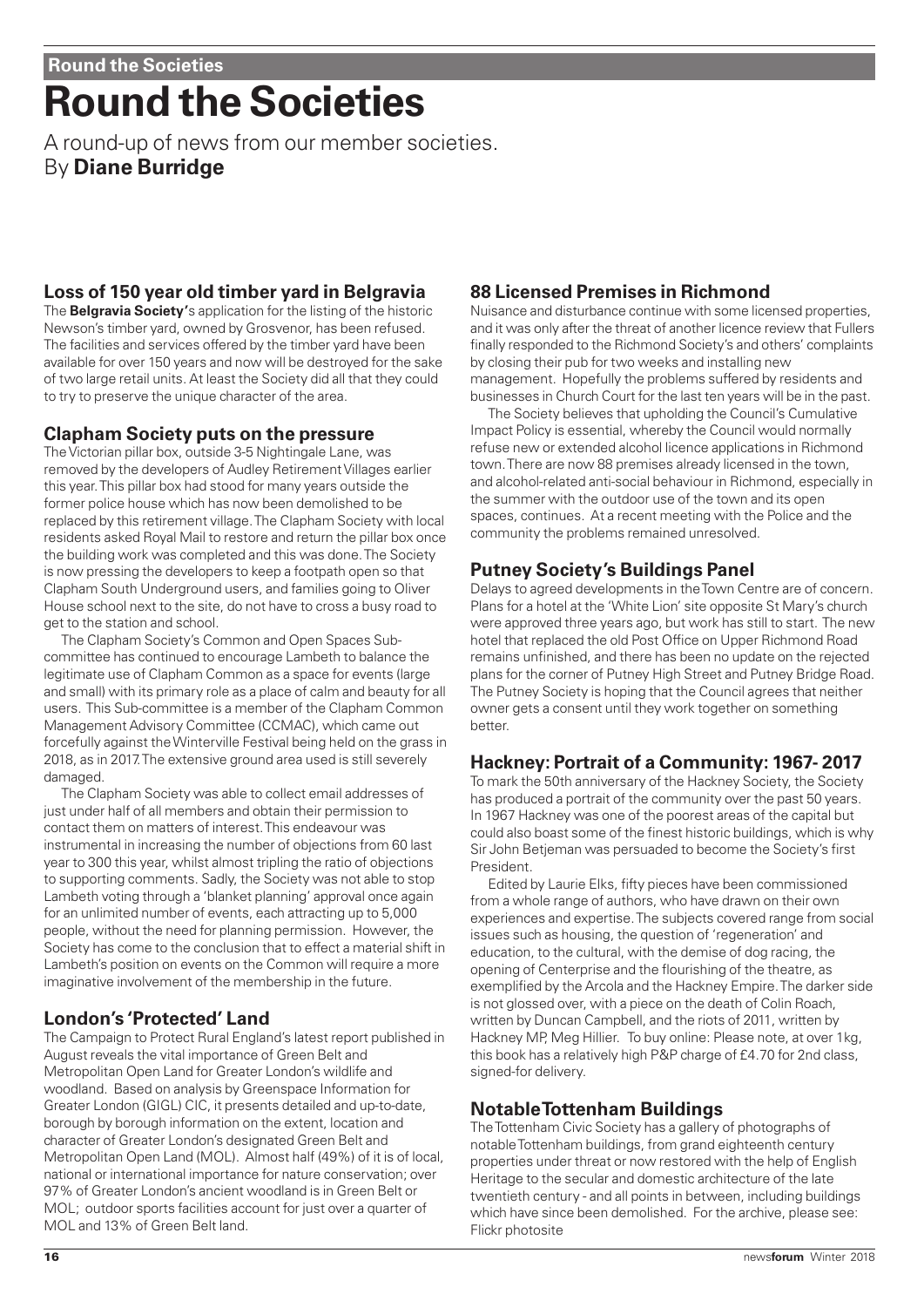# Round the Societies

A round-up of news from our member societies.
By **Diane Burridge**

## Loss of 150 year old timber yard in Belgravia

The **Belgravia Society'**s application for the listing of the historic Newson's timber yard, owned by Grosvenor, has been refused. The facilities and services offered by the timber yard have been available for over 150 years and now will be destroyed for the sake of two large retail units. At least the Society did all that they could to try to preserve the unique character of the area.

## Clapham Society puts on the pressure

The Victorian pillar box, outside 3-5 Nightingale Lane, was removed by the developers of Audley Retirement Villages earlier this year. This pillar box had stood for many years outside the former police house which has now been demolished to be replaced by this retirement village. The Clapham Society with local residents asked Royal Mail to restore and return the pillar box once the building work was completed and this was done. The Society is now pressing the developers to keep a footpath open so that Clapham South Underground users, and families going to Oliver House school next to the site, do not have to cross a busy road to get to the station and school.

The Clapham Society's Common and Open Spaces Sub-committee has continued to encourage Lambeth to balance the legitimate use of Clapham Common as a space for events (large and small) with its primary role as a place of calm and beauty for all users. This Sub-committee is a member of the Clapham Common Management Advisory Committee (CCMAC), which came out forcefully against the Winterville Festival being held on the grass in 2018, as in 2017. The extensive ground area used is still severely damaged.

The Clapham Society was able to collect email addresses of just under half of all members and obtain their permission to contact them on matters of interest. This endeavour was instrumental in increasing the number of objections from 60 last year to 300 this year, whilst almost tripling the ratio of objections to supporting comments. Sadly, the Society was not able to stop Lambeth voting through a 'blanket planning' approval once again for an unlimited number of events, each attracting up to 5,000 people, without the need for planning permission. However, the Society has come to the conclusion that to effect a material shift in Lambeth's position on events on the Common will require a more imaginative involvement of the membership in the future.

## London's 'Protected' Land

The Campaign to Protect Rural England's latest report published in August reveals the vital importance of Green Belt and Metropolitan Open Land for Greater London's wildlife and woodland. Based on analysis by Greenspace Information for Greater London (GIGL) CIC, it presents detailed and up-to-date, borough by borough information on the extent, location and character of Greater London's designated Green Belt and Metropolitan Open Land (MOL). Almost half (49%) of it is of local, national or international importance for nature conservation; over 97% of Greater London's ancient woodland is in Green Belt or MOL; outdoor sports facilities account for just over a quarter of MOL and 13% of Green Belt land.

## 88 Licensed Premises in Richmond

Nuisance and disturbance continue with some licensed properties, and it was only after the threat of another licence review that Fullers finally responded to the Richmond Society's and others' complaints by closing their pub for two weeks and installing new management. Hopefully the problems suffered by residents and businesses in Church Court for the last ten years will be in the past.

The Society believes that upholding the Council's Cumulative Impact Policy is essential, whereby the Council would normally refuse new or extended alcohol licence applications in Richmond town. There are now 88 premises already licensed in the town, and alcohol-related anti-social behaviour in Richmond, especially in the summer with the outdoor use of the town and its open spaces, continues. At a recent meeting with the Police and the community the problems remained unresolved.

## Putney Society's Buildings Panel

Delays to agreed developments in the Town Centre are of concern. Plans for a hotel at the 'White Lion' site opposite St Mary's church were approved three years ago, but work has still to start. The new hotel that replaced the old Post Office on Upper Richmond Road remains unfinished, and there has been no update on the rejected plans for the corner of Putney High Street and Putney Bridge Road. The Putney Society is hoping that the Council agrees that neither owner gets a consent until they work together on something better.

## Hackney: Portrait of a Community: 1967- 2017

To mark the 50th anniversary of the Hackney Society, the Society has produced a portrait of the community over the past 50 years. In 1967 Hackney was one of the poorest areas of the capital but could also boast some of the finest historic buildings, which is why Sir John Betjeman was persuaded to become the Society's first President.

Edited by Laurie Elks, fifty pieces have been commissioned from a whole range of authors, who have drawn on their own experiences and expertise. The subjects covered range from social issues such as housing, the question of 'regeneration' and education, to the cultural, with the demise of dog racing, the opening of Centerprise and the flourishing of the theatre, as exemplified by the Arcola and the Hackney Empire. The darker side is not glossed over, with a piece on the death of Colin Roach, written by Duncan Campbell, and the riots of 2011, written by Hackney MP, Meg Hillier. To buy online: Please note, at over 1kg, this book has a relatively high P&P charge of £4.70 for 2nd class, signed-for delivery.

## Notable Tottenham Buildings

The Tottenham Civic Society has a gallery of photographs of notable Tottenham buildings, from grand eighteenth century properties under threat or now restored with the help of English Heritage to the secular and domestic architecture of the late twentieth century - and all points in between, including buildings which have since been demolished. For the archive, please see: Flickr photosite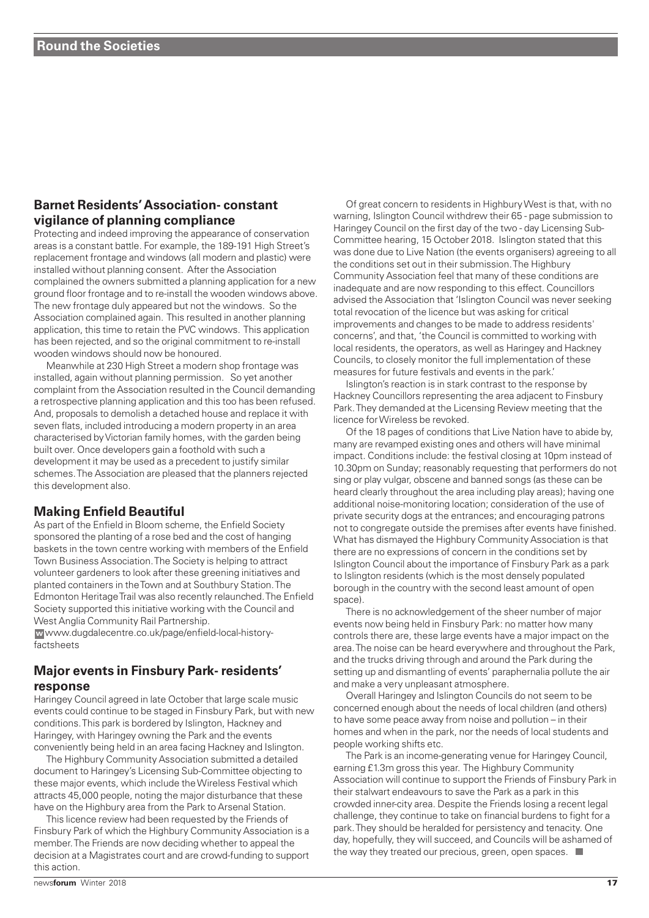## Barnet Residents' Association- constant vigilance of planning compliance

Protecting and indeed improving the appearance of conservation areas is a constant battle. For example, the 189-191 High Street's replacement frontage and windows (all modern and plastic) were installed without planning consent. After the Association complained the owners submitted a planning application for a new ground floor frontage and to re-install the wooden windows above. The new frontage duly appeared but not the windows. So the Association complained again. This resulted in another planning application, this time to retain the PVC windows. This application has been rejected, and so the original commitment to re-install wooden windows should now be honoured.

Meanwhile at 230 High Street a modern shop frontage was installed, again without planning permission. So yet another complaint from the Association resulted in the Council demanding a retrospective planning application and this too has been refused. And, proposals to demolish a detached house and replace it with seven flats, included introducing a modern property in an area characterised by Victorian family homes, with the garden being built over. Once developers gain a foothold with such a development it may be used as a precedent to justify similar schemes. The Association are pleased that the planners rejected this development also.

## Making Enfield Beautiful

As part of the Enfield in Bloom scheme, the Enfield Society sponsored the planting of a rose bed and the cost of hanging baskets in the town centre working with members of the Enfield Town Business Association. The Society is helping to attract volunteer gardeners to look after these greening initiatives and planted containers in the Town and at Southbury Station. The Edmonton Heritage Trail was also recently relaunched. The Enfield Society supported this initiative working with the Council and West Anglia Community Rail Partnership.

w www.dugdalecentre.co.uk/page/enfield-local-history-factsheets

## Major events in Finsbury Park- residents' response

Haringey Council agreed in late October that large scale music events could continue to be staged in Finsbury Park, but with new conditions. This park is bordered by Islington, Hackney and Haringey, with Haringey owning the Park and the events conveniently being held in an area facing Hackney and Islington.

The Highbury Community Association submitted a detailed document to Haringey's Licensing Sub-Committee objecting to these major events, which include the Wireless Festival which attracts 45,000 people, noting the major disturbance that these have on the Highbury area from the Park to Arsenal Station.

This licence review had been requested by the Friends of Finsbury Park of which the Highbury Community Association is a member. The Friends are now deciding whether to appeal the decision at a Magistrates court and are crowd-funding to support this action.

Of great concern to residents in Highbury West is that, with no warning, Islington Council withdrew their 65 - page submission to Haringey Council on the first day of the two - day Licensing Sub-Committee hearing, 15 October 2018. Islington stated that this was done due to Live Nation (the events organisers) agreeing to all the conditions set out in their submission. The Highbury Community Association feel that many of these conditions are inadequate and are now responding to this effect. Councillors advised the Association that 'Islington Council was never seeking total revocation of the licence but was asking for critical improvements and changes to be made to address residents' concerns', and that, 'the Council is committed to working with local residents, the operators, as well as Haringey and Hackney Councils, to closely monitor the full implementation of these measures for future festivals and events in the park.'

Islington's reaction is in stark contrast to the response by Hackney Councillors representing the area adjacent to Finsbury Park. They demanded at the Licensing Review meeting that the licence for Wireless be revoked.

Of the 18 pages of conditions that Live Nation have to abide by, many are revamped existing ones and others will have minimal impact. Conditions include: the festival closing at 10pm instead of 10.30pm on Sunday; reasonably requesting that performers do not sing or play vulgar, obscene and banned songs (as these can be heard clearly throughout the area including play areas); having one additional noise-monitoring location; consideration of the use of private security dogs at the entrances; and encouraging patrons not to congregate outside the premises after events have finished. What has dismayed the Highbury Community Association is that there are no expressions of concern in the conditions set by Islington Council about the importance of Finsbury Park as a park to Islington residents (which is the most densely populated borough in the country with the second least amount of open space).

There is no acknowledgement of the sheer number of major events now being held in Finsbury Park: no matter how many controls there are, these large events have a major impact on the area. The noise can be heard everywhere and throughout the Park, and the trucks driving through and around the Park during the setting up and dismantling of events' paraphernalia pollute the air and make a very unpleasant atmosphere.

Overall Haringey and Islington Councils do not seem to be concerned enough about the needs of local children (and others) to have some peace away from noise and pollution – in their homes and when in the park, nor the needs of local students and people working shifts etc.

The Park is an income-generating venue for Haringey Council, earning £1.3m gross this year. The Highbury Community Association will continue to support the Friends of Finsbury Park in their stalwart endeavours to save the Park as a park in this crowded inner-city area. Despite the Friends losing a recent legal challenge, they continue to take on financial burdens to fight for a park. They should be heralded for persistency and tenacity. One day, hopefully, they will succeed, and Councils will be ashamed of the way they treated our precious, green, open spaces. ■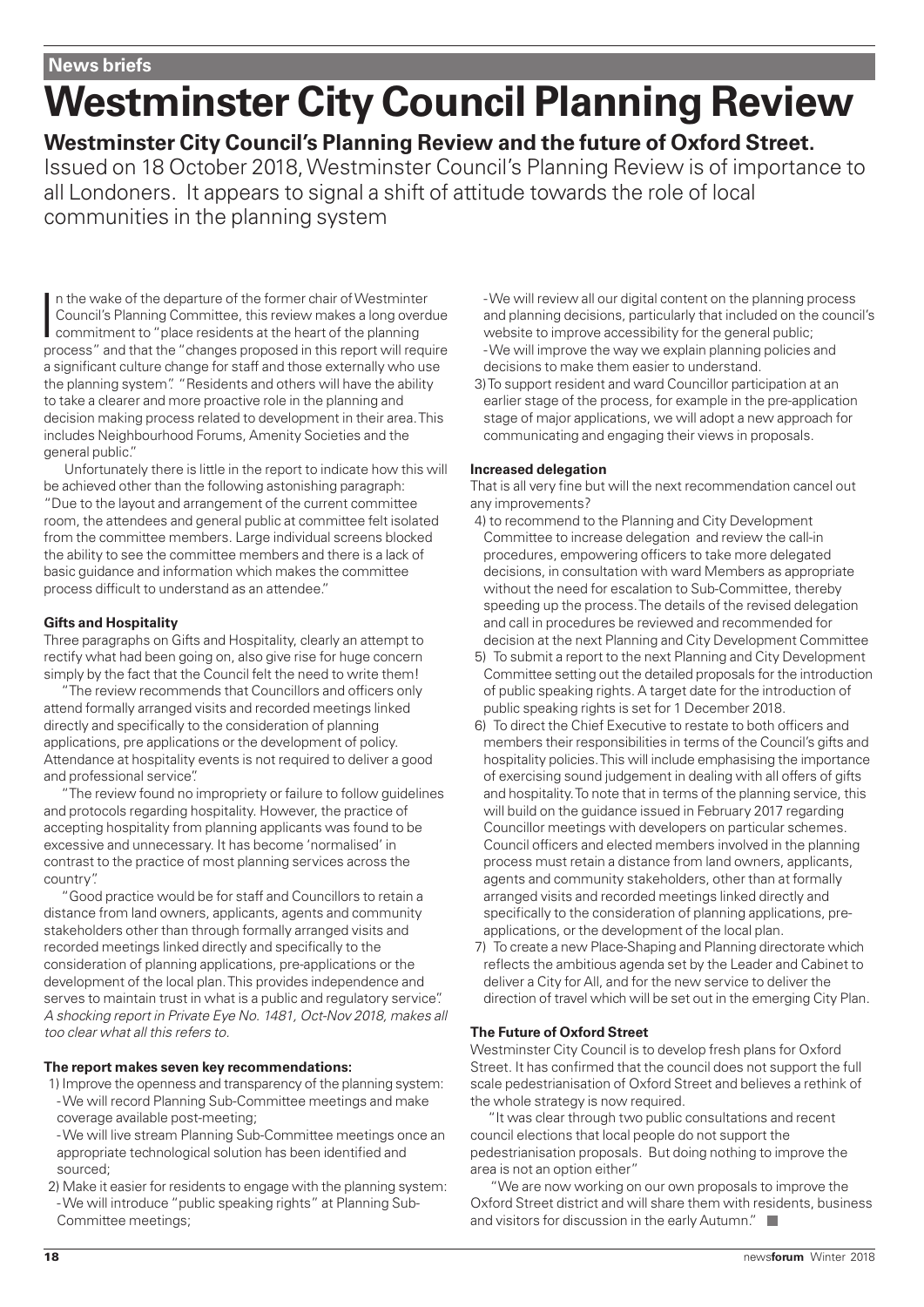News briefs

# Westminster City Council Planning Review

## Westminster City Council's Planning Review and the future of Oxford Street.

Issued on 18 October 2018, Westminster Council's Planning Review is of importance to all Londoners. It appears to signal a shift of attitude towards the role of local communities in the planning system

In the wake of the departure of the former chair of Westminter Council's Planning Committee, this review makes a long overdue commitment to "place residents at the heart of the planning process" and that the "changes proposed in this report will require a significant culture change for staff and those externally who use the planning system". "Residents and others will have the ability to take a clearer and more proactive role in the planning and decision making process related to development in their area. This includes Neighbourhood Forums, Amenity Societies and the general public."

Unfortunately there is little in the report to indicate how this will be achieved other than the following astonishing paragraph: "Due to the layout and arrangement of the current committee room, the attendees and general public at committee felt isolated from the committee members. Large individual screens blocked the ability to see the committee members and there is a lack of basic guidance and information which makes the committee process difficult to understand as an attendee."

**Gifts and Hospitality**

Three paragraphs on Gifts and Hospitality, clearly an attempt to rectify what had been going on, also give rise for huge concern simply by the fact that the Council felt the need to write them!

"The review recommends that Councillors and officers only attend formally arranged visits and recorded meetings linked directly and specifically to the consideration of planning applications, pre applications or the development of policy. Attendance at hospitality events is not required to deliver a good and professional service".

"The review found no impropriety or failure to follow guidelines and protocols regarding hospitality. However, the practice of accepting hospitality from planning applicants was found to be excessive and unnecessary. It has become 'normalised' in contrast to the practice of most planning services across the country".

"Good practice would be for staff and Councillors to retain a distance from land owners, applicants, agents and community stakeholders other than through formally arranged visits and recorded meetings linked directly and specifically to the consideration of planning applications, pre-applications or the development of the local plan. This provides independence and serves to maintain trust in what is a public and regulatory service". *A shocking report in Private Eye No. 1481, Oct-Nov 2018, makes all too clear what all this refers to.*

**The report makes seven key recommendations:**

1) Improve the openness and transparency of the planning system:
   - We will record Planning Sub-Committee meetings and make coverage available post-meeting;
   - We will live stream Planning Sub-Committee meetings once an appropriate technological solution has been identified and sourced;
2) Make it easier for residents to engage with the planning system:
   - We will introduce "public speaking rights" at Planning Sub-Committee meetings;
   - We will review all our digital content on the planning process and planning decisions, particularly that included on the council's website to improve accessibility for the general public;
   - We will improve the way we explain planning policies and decisions to make them easier to understand.
3) To support resident and ward Councillor participation at an earlier stage of the process, for example in the pre-application stage of major applications, we will adopt a new approach for communicating and engaging their views in proposals.

**Increased delegation**

That is all very fine but will the next recommendation cancel out any improvements?

4) to recommend to the Planning and City Development Committee to increase delegation and review the call-in procedures, empowering officers to take more delegated decisions, in consultation with ward Members as appropriate without the need for escalation to Sub-Committee, thereby speeding up the process. The details of the revised delegation and call in procedures be reviewed and recommended for decision at the next Planning and City Development Committee
5) To submit a report to the next Planning and City Development Committee setting out the detailed proposals for the introduction of public speaking rights. A target date for the introduction of public speaking rights is set for 1 December 2018.
6) To direct the Chief Executive to restate to both officers and members their responsibilities in terms of the Council's gifts and hospitality policies. This will include emphasising the importance of exercising sound judgement in dealing with all offers of gifts and hospitality. To note that in terms of the planning service, this will build on the guidance issued in February 2017 regarding Councillor meetings with developers on particular schemes. Council officers and elected members involved in the planning process must retain a distance from land owners, applicants, agents and community stakeholders, other than at formally arranged visits and recorded meetings linked directly and specifically to the consideration of planning applications, pre-applications, or the development of the local plan.
7) To create a new Place-Shaping and Planning directorate which reflects the ambitious agenda set by the Leader and Cabinet to deliver a City for All, and for the new service to deliver the direction of travel which will be set out in the emerging City Plan.

**The Future of Oxford Street**

Westminster City Council is to develop fresh plans for Oxford Street. It has confirmed that the council does not support the full scale pedestrianisation of Oxford Street and believes a rethink of the whole strategy is now required.

"It was clear through two public consultations and recent council elections that local people do not support the pedestrianisation proposals. But doing nothing to improve the area is not an option either"

"We are now working on our own proposals to improve the Oxford Street district and will share them with residents, business and visitors for discussion in the early Autumn."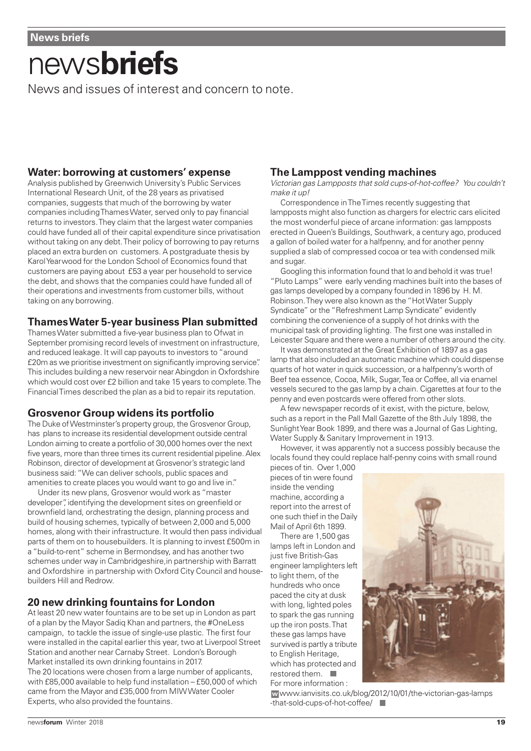# news**briefs**

News and issues of interest and concern to note.

## Water: borrowing at customers' expense

Analysis published by Greenwich University's Public Services International Research Unit, of the 28 years as privatised companies, suggests that much of the borrowing by water companies including Thames Water, served only to pay financial returns to investors. They claim that the largest water companies could have funded all of their capital expenditure since privatisation without taking on any debt. Their policy of borrowing to pay returns placed an extra burden on customers. A postgraduate thesis by Karol Yearwood for the London School of Economics found that customers are paying about £53 a year per household to service the debt, and shows that the companies could have funded all of their operations and investments from customer bills, without taking on any borrowing.

## Thames Water 5-year business Plan submitted

Thames Water submitted a five-year business plan to Ofwat in September promising record levels of investment on infrastructure, and reduced leakage. It will cap payouts to investors to "around £20m as we prioritise investment on significantly improving service". This includes building a new reservoir near Abingdon in Oxfordshire which would cost over £2 billion and take 15 years to complete. The Financial Times described the plan as a bid to repair its reputation.

## Grosvenor Group widens its portfolio

The Duke of Westminster's property group, the Grosvenor Group, has plans to increase its residential development outside central London aiming to create a portfolio of 30,000 homes over the next five years, more than three times its current residential pipeline. Alex Robinson, director of development at Grosvenor's strategic land business said: "We can deliver schools, public spaces and amenities to create places you would want to go and live in."

Under its new plans, Grosvenor would work as "master developer", identifying the development sites on greenfield or brownfield land, orchestrating the design, planning process and build of housing schemes, typically of between 2,000 and 5,000 homes, along with their infrastructure. It would then pass individual parts of them on to housebuilders. It is planning to invest £500m in a "build-to-rent" scheme in Bermondsey, and has another two schemes under way in Cambridgeshire, in partnership with Barratt and Oxfordshire in partnership with Oxford City Council and house-builders Hill and Redrow.

## 20 new drinking fountains for London

At least 20 new water fountains are to be set up in London as part of a plan by the Mayor Sadiq Khan and partners, the #OneLess campaign, to tackle the issue of single-use plastic. The first four were installed in the capital earlier this year, two at Liverpool Street Station and another near Carnaby Street. London's Borough Market installed its own drinking fountains in 2017.

The 20 locations were chosen from a large number of applicants, with £85,000 available to help fund installation – £50,000 of which came from the Mayor and £35,000 from MIW Water Cooler Experts, who also provided the fountains.

## The Lamppost vending machines

*Victorian gas Lampposts that sold cups-of-hot-coffee? You couldn't make it up!*

Correspondence in The Times recently suggesting that lampposts might also function as chargers for electric cars elicited the most wonderful piece of arcane information: gas lampposts erected in Queen's Buildings, Southwark, a century ago, produced a gallon of boiled water for a halfpenny, and for another penny supplied a slab of compressed cocoa or tea with condensed milk and sugar.

Googling this information found that lo and behold it was true! "Pluto Lamps" were early vending machines built into the bases of gas lamps developed by a company founded in 1896 by H. M. Robinson. They were also known as the "Hot Water Supply Syndicate" or the "Refreshment Lamp Syndicate" evidently combining the convenience of a supply of hot drinks with the municipal task of providing lighting. The first one was installed in Leicester Square and there were a number of others around the city.

It was demonstrated at the Great Exhibition of 1897 as a gas lamp that also included an automatic machine which could dispense quarts of hot water in quick succession, or a halfpenny's worth of Beef tea essence, Cocoa, Milk, Sugar, Tea or Coffee, all via enamel vessels secured to the gas lamp by a chain. Cigarettes at four to the penny and even postcards were offered from other slots.

A few newspaper records of it exist, with the picture, below, such as a report in the Pall Mall Gazette of the 8th July 1898, the Sunlight Year Book 1899, and there was a Journal of Gas Lighting, Water Supply & Sanitary Improvement in 1913.

However, it was apparently not a success possibly because the locals found they could replace half-penny coins with small round pieces of tin. Over 1,000 pieces of tin were found inside the vending machine, according a report into the arrest of one such thief in the Daily Mail of April 6th 1899.

There are 1,500 gas lamps left in London and just five British-Gas engineer lamplighters left to light them, of the hundreds who once paced the city at dusk with long, lighted poles to spark the gas running up the iron posts. That these gas lamps have survived is partly a tribute to English Heritage, which has protected and restored them.

For more information :

www.ianvisits.co.uk/blog/2012/10/01/the-victorian-gas-lamps-that-sold-cups-of-hot-coffee/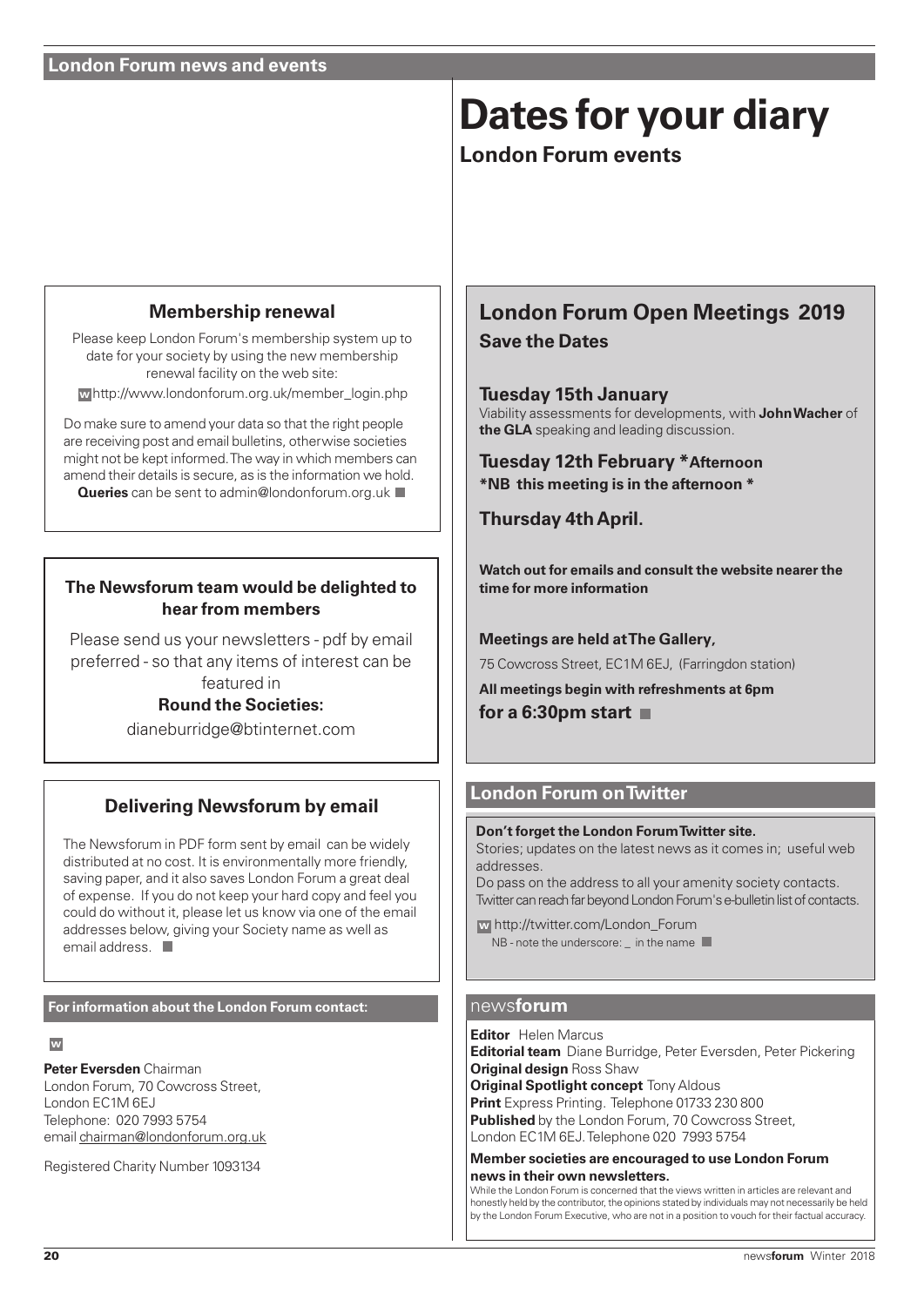## London Forum news and events

# Dates for your diary

## London Forum events

### Membership renewal

Please keep London Forum's membership system up to date for your society by using the new membership renewal facility on the web site:

w http://www.londonforum.org.uk/member_login.php

Do make sure to amend your data so that the right people are receiving post and email bulletins, otherwise societies might not be kept informed. The way in which members can amend their details is secure, as is the information we hold. **Queries** can be sent to admin@londonforum.org.uk ■

### The Newsforum team would be delighted to hear from members

Please send us your newsletters - pdf by email preferred - so that any items of interest can be featured in

**Round the Societies:**

dianeburridge@btinternet.com

### Delivering Newsforum by email

The Newsforum in PDF form sent by email can be widely distributed at no cost. It is environmentally more friendly, saving paper, and it also saves London Forum a great deal of expense. If you do not keep your hard copy and feel you could do without it, please let us know via one of the email addresses below, giving your Society name as well as email address. ■

### For information about the London Forum contact:

w

**Peter Eversden** Chairman
London Forum, 70 Cowcross Street,
London EC1M 6EJ
Telephone: 020 7993 5754
email chairman@londonforum.org.uk

Registered Charity Number 1093134

## London Forum Open Meetings 2019

### Save the Dates

**Tuesday 15th January**
Viability assessments for developments, with **John Wacher** of **the GLA** speaking and leading discussion.

**Tuesday 12th February *Afternoon**
***NB this meeting is in the afternoon ***

**Thursday 4th April.**

**Watch out for emails and consult the website nearer the time for more information**

**Meetings are held at The Gallery,**
75 Cowcross Street, EC1M 6EJ, (Farringdon station)

**All meetings begin with refreshments at 6pm for a 6:30pm start** ■

## London Forum on Twitter

**Don't forget the London Forum Twitter site.**
Stories; updates on the latest news as it comes in; useful web addresses.
Do pass on the address to all your amenity society contacts.
Twitter can reach far beyond London Forum's e-bulletin list of contacts.

w http://twitter.com/London_Forum
NB - note the underscore: _ in the name ■

## news**forum**

**Editor** Helen Marcus
**Editorial team** Diane Burridge, Peter Eversden, Peter Pickering
**Original design** Ross Shaw
**Original Spotlight concept** Tony Aldous
**Print** Express Printing. Telephone 01733 230 800
**Published** by the London Forum, 70 Cowcross Street, London EC1M 6EJ. Telephone 020 7993 5754

**Member societies are encouraged to use London Forum news in their own newsletters.**
While the London Forum is concerned that the views written in articles are relevant and honestly held by the contributor, the opinions stated by individuals may not necessarily be held by the London Forum Executive, who are not in a position to vouch for their factual accuracy.